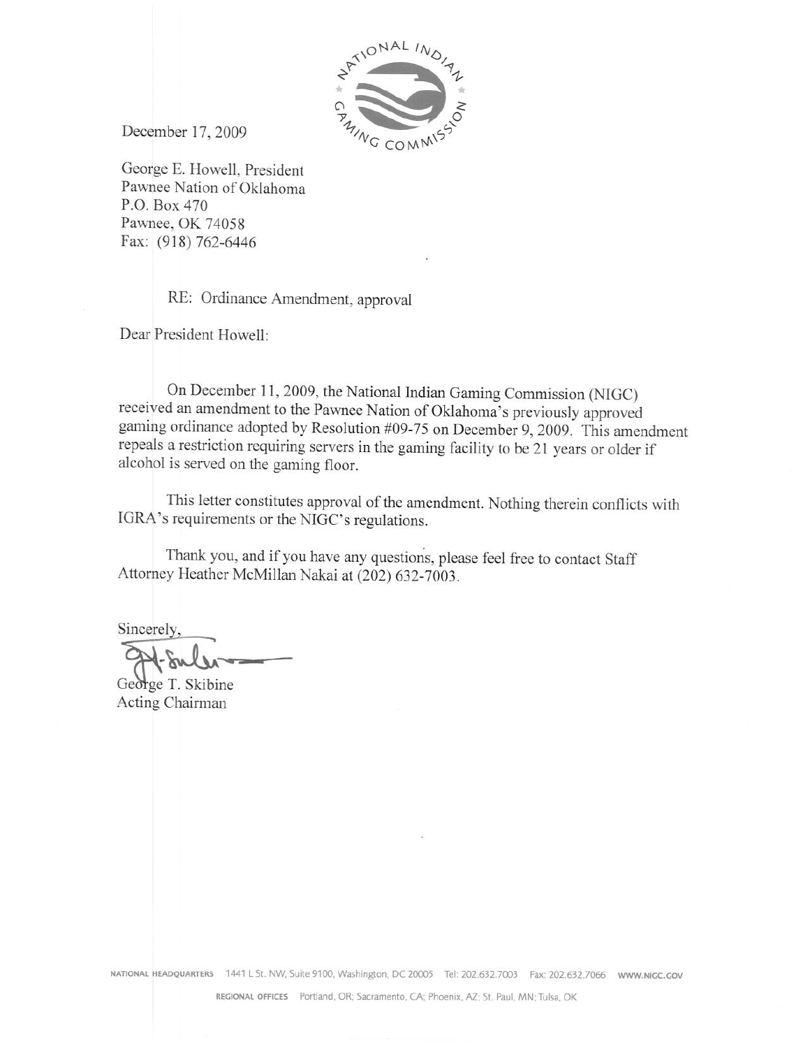NATIONAL INDIAN GAMING COMMISSION

December 17, 2009

George E. Howell, President
Pawnee Nation of Oklahoma
P.O. Box 470
Pawnee, OK 74058
Fax: (918) 762-6446

RE: Ordinance Amendment, approval

Dear President Howell:

On December 11, 2009, the National Indian Gaming Commission (NIGC) received an amendment to the Pawnee Nation of Oklahoma's previously approved gaming ordinance adopted by Resolution #09-75 on December 9, 2009. This amendment repeals a restriction requiring servers in the gaming facility to be 21 years or older if alcohol is served on the gaming floor.

This letter constitutes approval of the amendment. Nothing therein conflicts with IGRA's requirements or the NIGC's regulations.

Thank you, and if you have any questions, please feel free to contact Staff Attorney Heather McMillan Nakai at (202) 632-7003.

Sincerely,

George T. Skibine
Acting Chairman

NATIONAL HEADQUARTERS 1441 L St. NW, Suite 9100, Washington, DC 20005 Tel: 202.632.7003 Fax: 202.632.7066 WWW.NIGC.GOV

REGIONAL OFFICES Portland, OR; Sacramento, CA; Phoenix, AZ; St. Paul, MN; Tulsa, OK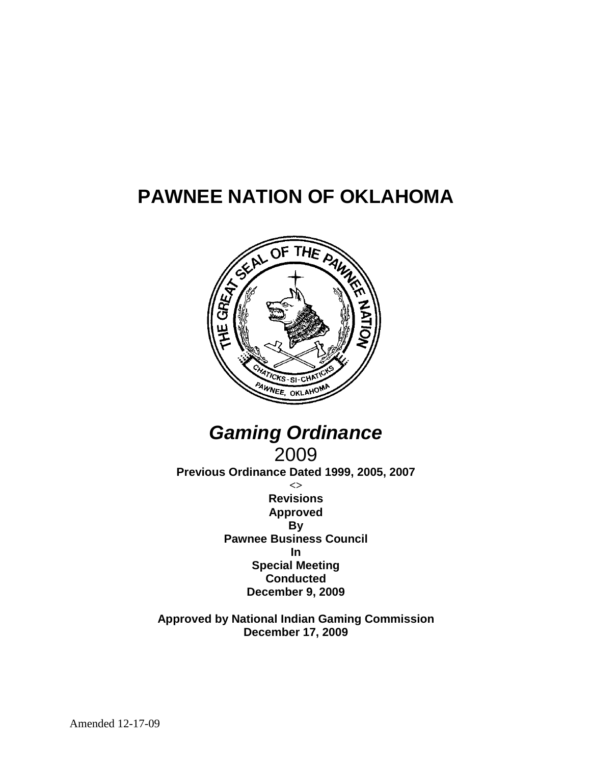# PAWNEE NATION OF OKLAHOMA

THE GREAT SEAL OF THE PAWNEE NATION

CHATICKS-SI-CHATICKS

PAWNEE, OKLAHOMA

## *Gaming Ordinance*

2009

**Previous Ordinance Dated 1999, 2005, 2007**

<>

**Revisions**
**Approved**
**By**
**Pawnee Business Council**
**In**
**Special Meeting**
**Conducted**
**December 9, 2009**

**Approved by National Indian Gaming Commission**
**December 17, 2009**

Amended 12-17-09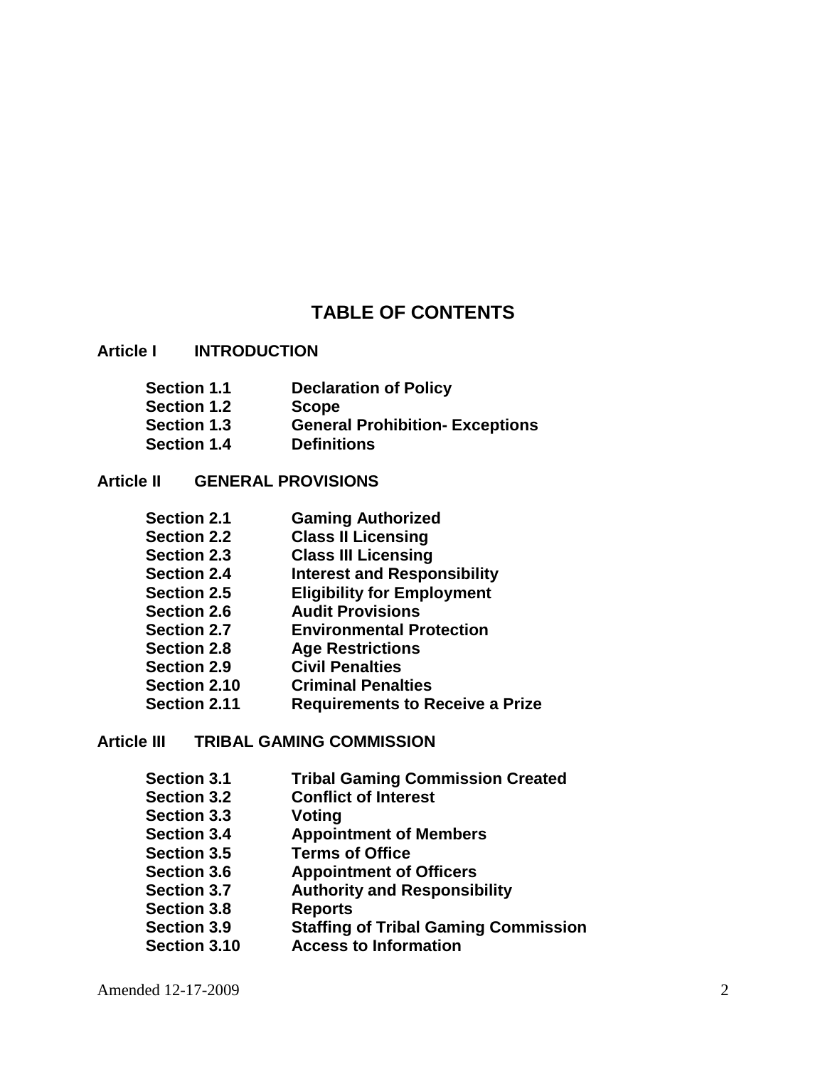# TABLE OF CONTENTS

**Article I INTRODUCTION**

| | |
|---|---|
| **Section 1.1** | **Declaration of Policy** |
| **Section 1.2** | **Scope** |
| **Section 1.3** | **General Prohibition- Exceptions** |
| **Section 1.4** | **Definitions** |

**Article II GENERAL PROVISIONS**

| | |
|---|---|
| **Section 2.1** | **Gaming Authorized** |
| **Section 2.2** | **Class II Licensing** |
| **Section 2.3** | **Class III Licensing** |
| **Section 2.4** | **Interest and Responsibility** |
| **Section 2.5** | **Eligibility for Employment** |
| **Section 2.6** | **Audit Provisions** |
| **Section 2.7** | **Environmental Protection** |
| **Section 2.8** | **Age Restrictions** |
| **Section 2.9** | **Civil Penalties** |
| **Section 2.10** | **Criminal Penalties** |
| **Section 2.11** | **Requirements to Receive a Prize** |

**Article III TRIBAL GAMING COMMISSION**

| | |
|---|---|
| **Section 3.1** | **Tribal Gaming Commission Created** |
| **Section 3.2** | **Conflict of Interest** |
| **Section 3.3** | **Voting** |
| **Section 3.4** | **Appointment of Members** |
| **Section 3.5** | **Terms of Office** |
| **Section 3.6** | **Appointment of Officers** |
| **Section 3.7** | **Authority and Responsibility** |
| **Section 3.8** | **Reports** |
| **Section 3.9** | **Staffing of Tribal Gaming Commission** |
| **Section 3.10** | **Access to Information** |

Amended 12-17-2009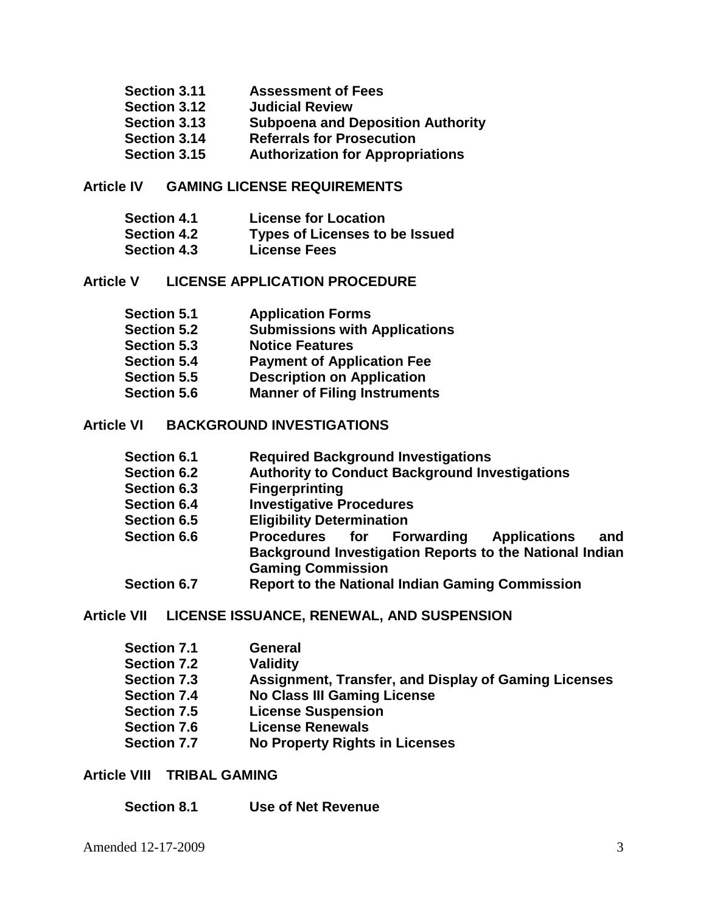**Section 3.11 Assessment of Fees**
**Section 3.12 Judicial Review**
**Section 3.13 Subpoena and Deposition Authority**
**Section 3.14 Referrals for Prosecution**
**Section 3.15 Authorization for Appropriations**

**Article IV GAMING LICENSE REQUIREMENTS**

**Section 4.1 License for Location**
**Section 4.2 Types of Licenses to be Issued**
**Section 4.3 License Fees**

**Article V LICENSE APPLICATION PROCEDURE**

**Section 5.1 Application Forms**
**Section 5.2 Submissions with Applications**
**Section 5.3 Notice Features**
**Section 5.4 Payment of Application Fee**
**Section 5.5 Description on Application**
**Section 5.6 Manner of Filing Instruments**

**Article VI BACKGROUND INVESTIGATIONS**

**Section 6.1 Required Background Investigations**
**Section 6.2 Authority to Conduct Background Investigations**
**Section 6.3 Fingerprinting**
**Section 6.4 Investigative Procedures**
**Section 6.5 Eligibility Determination**
**Section 6.6 Procedures for Forwarding Applications and Background Investigation Reports to the National Indian Gaming Commission**
**Section 6.7 Report to the National Indian Gaming Commission**

**Article VII LICENSE ISSUANCE, RENEWAL, AND SUSPENSION**

**Section 7.1 General**
**Section 7.2 Validity**
**Section 7.3 Assignment, Transfer, and Display of Gaming Licenses**
**Section 7.4 No Class III Gaming License**
**Section 7.5 License Suspension**
**Section 7.6 License Renewals**
**Section 7.7 No Property Rights in Licenses**

**Article VIII TRIBAL GAMING**

**Section 8.1 Use of Net Revenue**

Amended 12-17-2009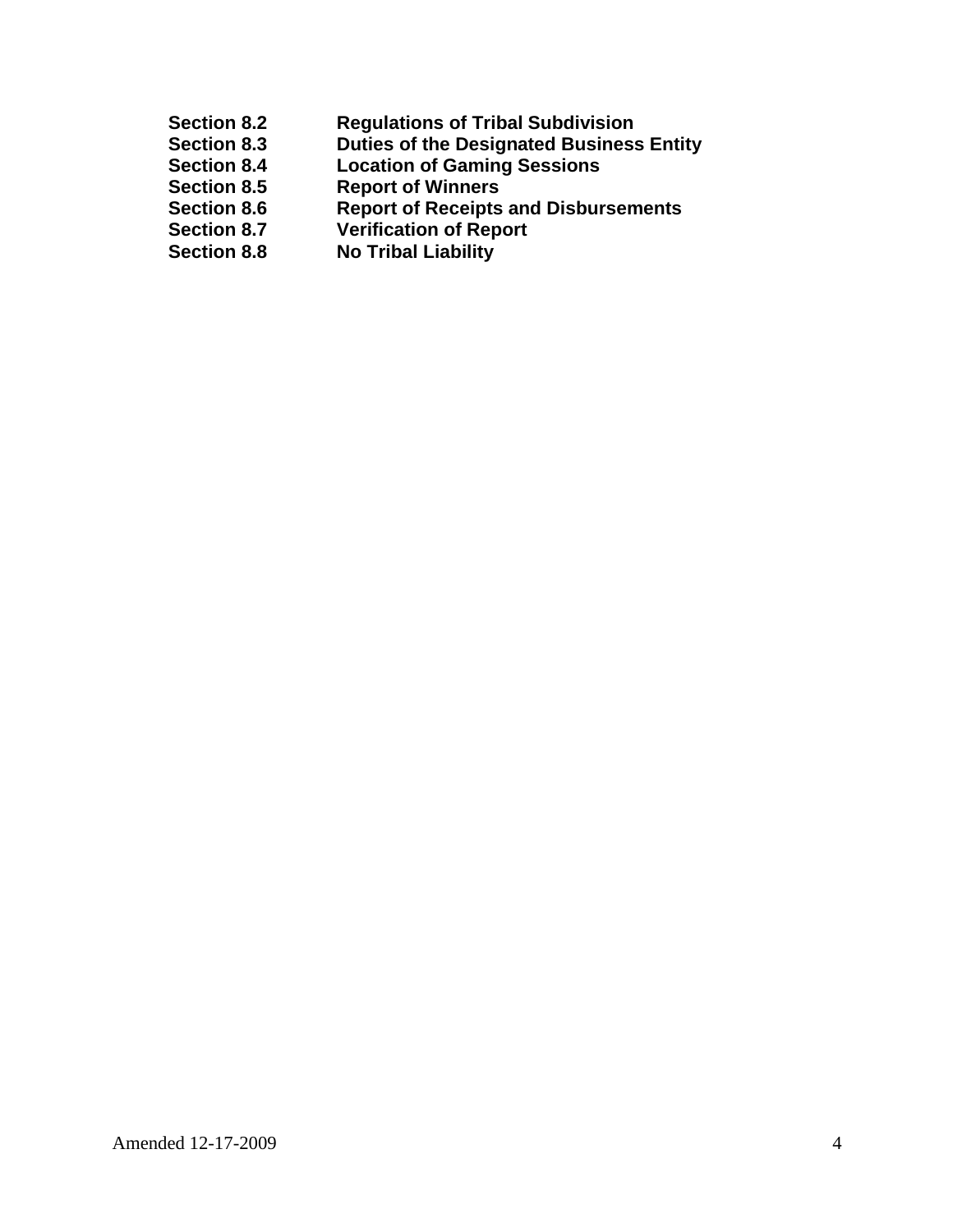| | |
|---|---|
| **Section 8.2** | **Regulations of Tribal Subdivision** |
| **Section 8.3** | **Duties of the Designated Business Entity** |
| **Section 8.4** | **Location of Gaming Sessions** |
| **Section 8.5** | **Report of Winners** |
| **Section 8.6** | **Report of Receipts and Disbursements** |
| **Section 8.7** | **Verification of Report** |
| **Section 8.8** | **No Tribal Liability** |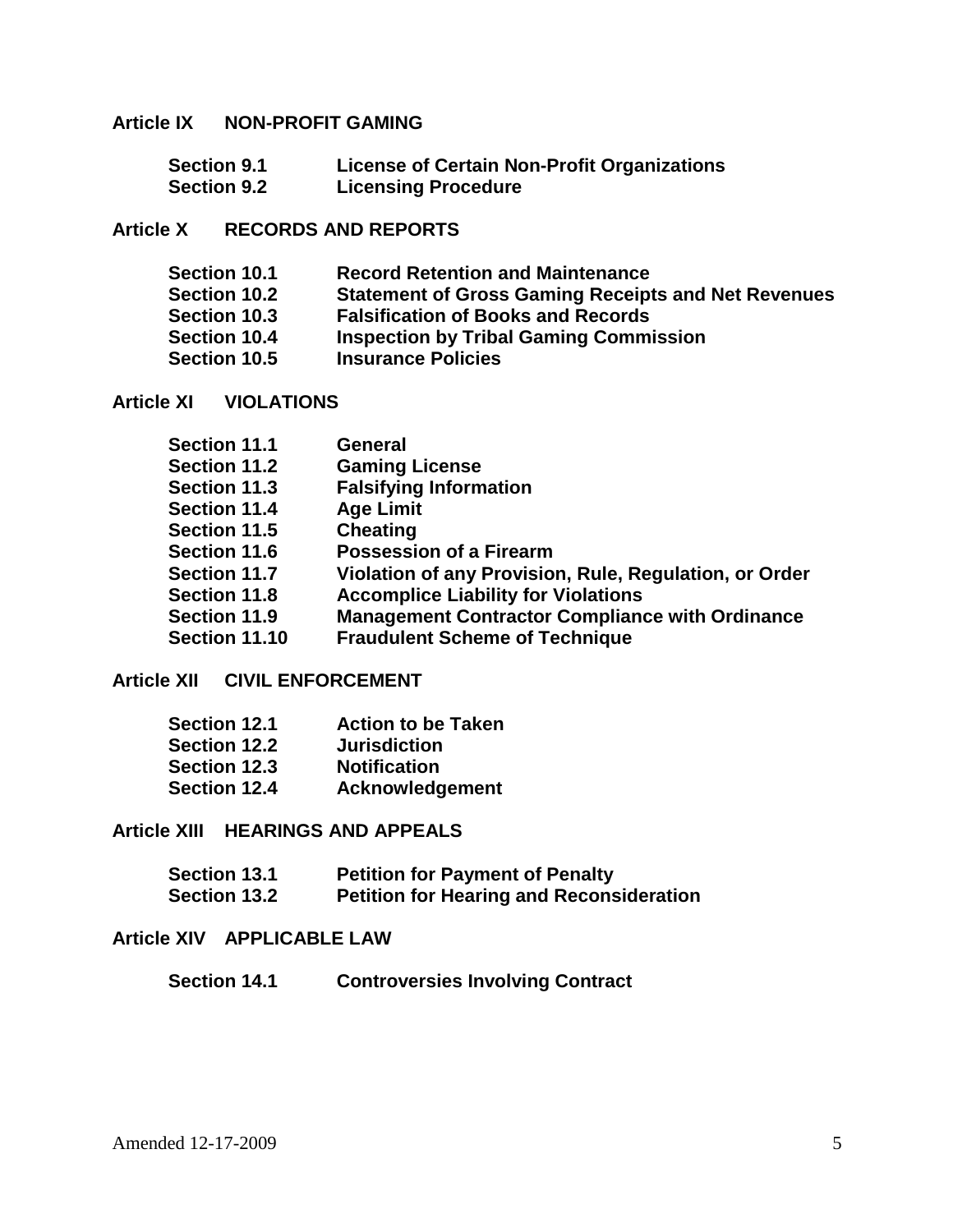**Article IX NON-PROFIT GAMING**

| | |
|---|---|
| **Section 9.1** | **License of Certain Non-Profit Organizations** |
| **Section 9.2** | **Licensing Procedure** |

**Article X RECORDS AND REPORTS**

| | |
|---|---|
| **Section 10.1** | **Record Retention and Maintenance** |
| **Section 10.2** | **Statement of Gross Gaming Receipts and Net Revenues** |
| **Section 10.3** | **Falsification of Books and Records** |
| **Section 10.4** | **Inspection by Tribal Gaming Commission** |
| **Section 10.5** | **Insurance Policies** |

**Article XI VIOLATIONS**

| | |
|---|---|
| **Section 11.1** | **General** |
| **Section 11.2** | **Gaming License** |
| **Section 11.3** | **Falsifying Information** |
| **Section 11.4** | **Age Limit** |
| **Section 11.5** | **Cheating** |
| **Section 11.6** | **Possession of a Firearm** |
| **Section 11.7** | **Violation of any Provision, Rule, Regulation, or Order** |
| **Section 11.8** | **Accomplice Liability for Violations** |
| **Section 11.9** | **Management Contractor Compliance with Ordinance** |
| **Section 11.10** | **Fraudulent Scheme of Technique** |

**Article XII CIVIL ENFORCEMENT**

| | |
|---|---|
| **Section 12.1** | **Action to be Taken** |
| **Section 12.2** | **Jurisdiction** |
| **Section 12.3** | **Notification** |
| **Section 12.4** | **Acknowledgement** |

**Article XIII HEARINGS AND APPEALS**

| | |
|---|---|
| **Section 13.1** | **Petition for Payment of Penalty** |
| **Section 13.2** | **Petition for Hearing and Reconsideration** |

**Article XIV APPLICABLE LAW**

| | |
|---|---|
| **Section 14.1** | **Controversies Involving Contract** |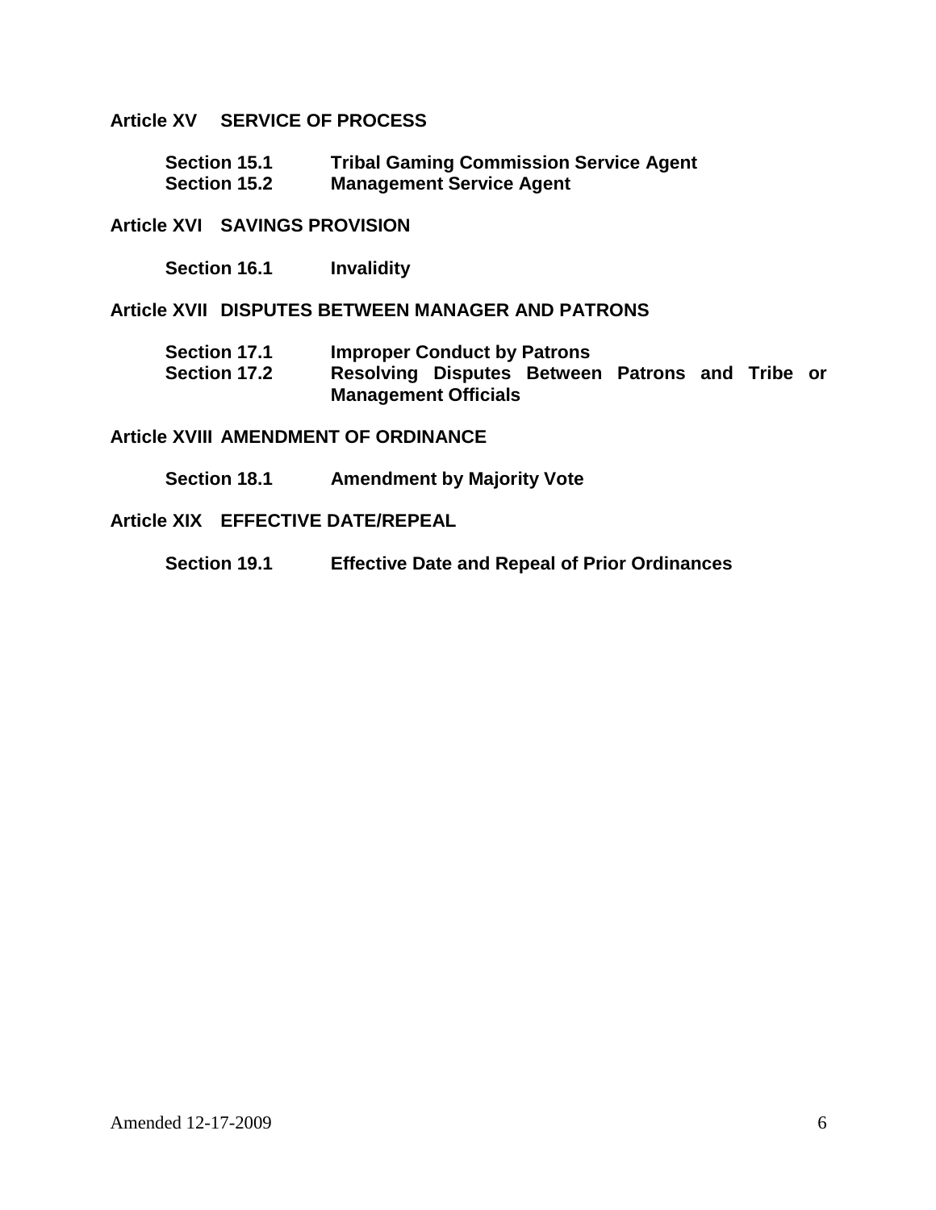**Article XV SERVICE OF PROCESS**

**Section 15.1 Tribal Gaming Commission Service Agent**
**Section 15.2 Management Service Agent**

**Article XVI SAVINGS PROVISION**

**Section 16.1 Invalidity**

**Article XVII DISPUTES BETWEEN MANAGER AND PATRONS**

**Section 17.1 Improper Conduct by Patrons**
**Section 17.2 Resolving Disputes Between Patrons and Tribe or Management Officials**

**Article XVIII AMENDMENT OF ORDINANCE**

**Section 18.1 Amendment by Majority Vote**

**Article XIX EFFECTIVE DATE/REPEAL**

**Section 19.1 Effective Date and Repeal of Prior Ordinances**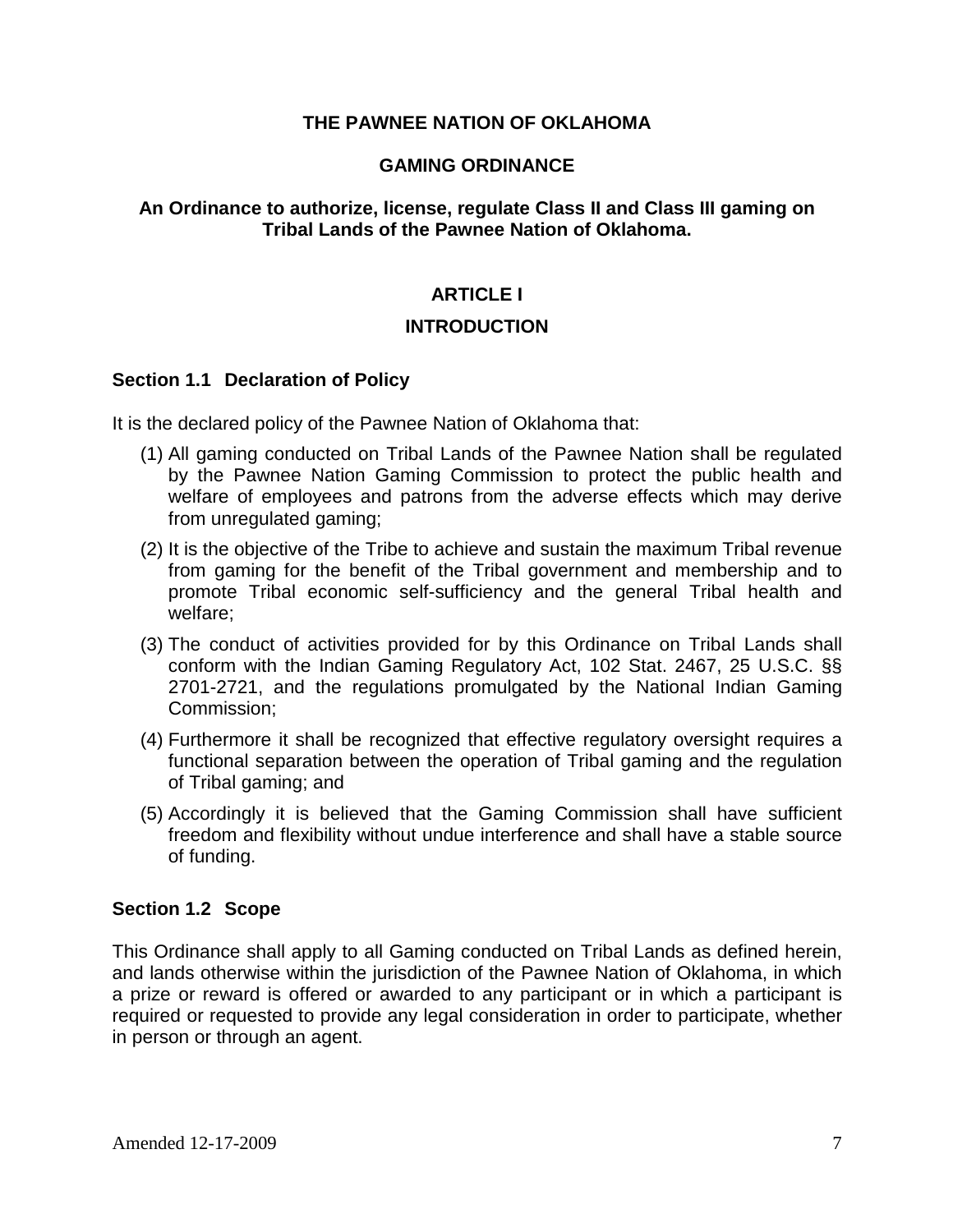# THE PAWNEE NATION OF OKLAHOMA

## GAMING ORDINANCE

**An Ordinance to authorize, license, regulate Class II and Class III gaming on Tribal Lands of the Pawnee Nation of Oklahoma.**

## ARTICLE I

## INTRODUCTION

### Section 1.1 Declaration of Policy

It is the declared policy of the Pawnee Nation of Oklahoma that:

(1) All gaming conducted on Tribal Lands of the Pawnee Nation shall be regulated by the Pawnee Nation Gaming Commission to protect the public health and welfare of employees and patrons from the adverse effects which may derive from unregulated gaming;

(2) It is the objective of the Tribe to achieve and sustain the maximum Tribal revenue from gaming for the benefit of the Tribal government and membership and to promote Tribal economic self-sufficiency and the general Tribal health and welfare;

(3) The conduct of activities provided for by this Ordinance on Tribal Lands shall conform with the Indian Gaming Regulatory Act, 102 Stat. 2467, 25 U.S.C. §§ 2701-2721, and the regulations promulgated by the National Indian Gaming Commission;

(4) Furthermore it shall be recognized that effective regulatory oversight requires a functional separation between the operation of Tribal gaming and the regulation of Tribal gaming; and

(5) Accordingly it is believed that the Gaming Commission shall have sufficient freedom and flexibility without undue interference and shall have a stable source of funding.

### Section 1.2 Scope

This Ordinance shall apply to all Gaming conducted on Tribal Lands as defined herein, and lands otherwise within the jurisdiction of the Pawnee Nation of Oklahoma, in which a prize or reward is offered or awarded to any participant or in which a participant is required or requested to provide any legal consideration in order to participate, whether in person or through an agent.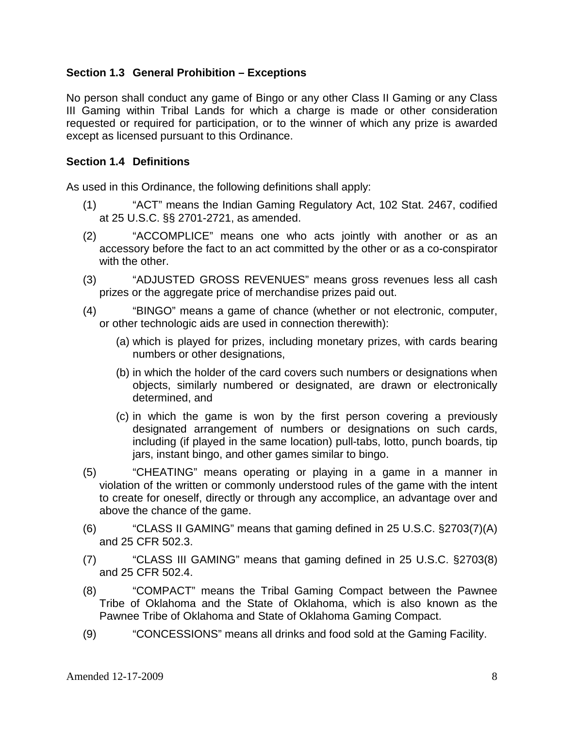### Section 1.3 General Prohibition – Exceptions

No person shall conduct any game of Bingo or any other Class II Gaming or any Class III Gaming within Tribal Lands for which a charge is made or other consideration requested or required for participation, or to the winner of which any prize is awarded except as licensed pursuant to this Ordinance.

### Section 1.4 Definitions

As used in this Ordinance, the following definitions shall apply:

(1) "ACT" means the Indian Gaming Regulatory Act, 102 Stat. 2467, codified at 25 U.S.C. §§ 2701-2721, as amended.

(2) "ACCOMPLICE" means one who acts jointly with another or as an accessory before the fact to an act committed by the other or as a co-conspirator with the other.

(3) "ADJUSTED GROSS REVENUES" means gross revenues less all cash prizes or the aggregate price of merchandise prizes paid out.

(4) "BINGO" means a game of chance (whether or not electronic, computer, or other technologic aids are used in connection therewith):

- (a) which is played for prizes, including monetary prizes, with cards bearing numbers or other designations,
- (b) in which the holder of the card covers such numbers or designations when objects, similarly numbered or designated, are drawn or electronically determined, and
- (c) in which the game is won by the first person covering a previously designated arrangement of numbers or designations on such cards, including (if played in the same location) pull-tabs, lotto, punch boards, tip jars, instant bingo, and other games similar to bingo.

(5) "CHEATING" means operating or playing in a game in a manner in violation of the written or commonly understood rules of the game with the intent to create for oneself, directly or through any accomplice, an advantage over and above the chance of the game.

(6) "CLASS II GAMING" means that gaming defined in 25 U.S.C. §2703(7)(A) and 25 CFR 502.3.

(7) "CLASS III GAMING" means that gaming defined in 25 U.S.C. §2703(8) and 25 CFR 502.4.

(8) "COMPACT" means the Tribal Gaming Compact between the Pawnee Tribe of Oklahoma and the State of Oklahoma, which is also known as the Pawnee Tribe of Oklahoma and State of Oklahoma Gaming Compact.

(9) "CONCESSIONS" means all drinks and food sold at the Gaming Facility.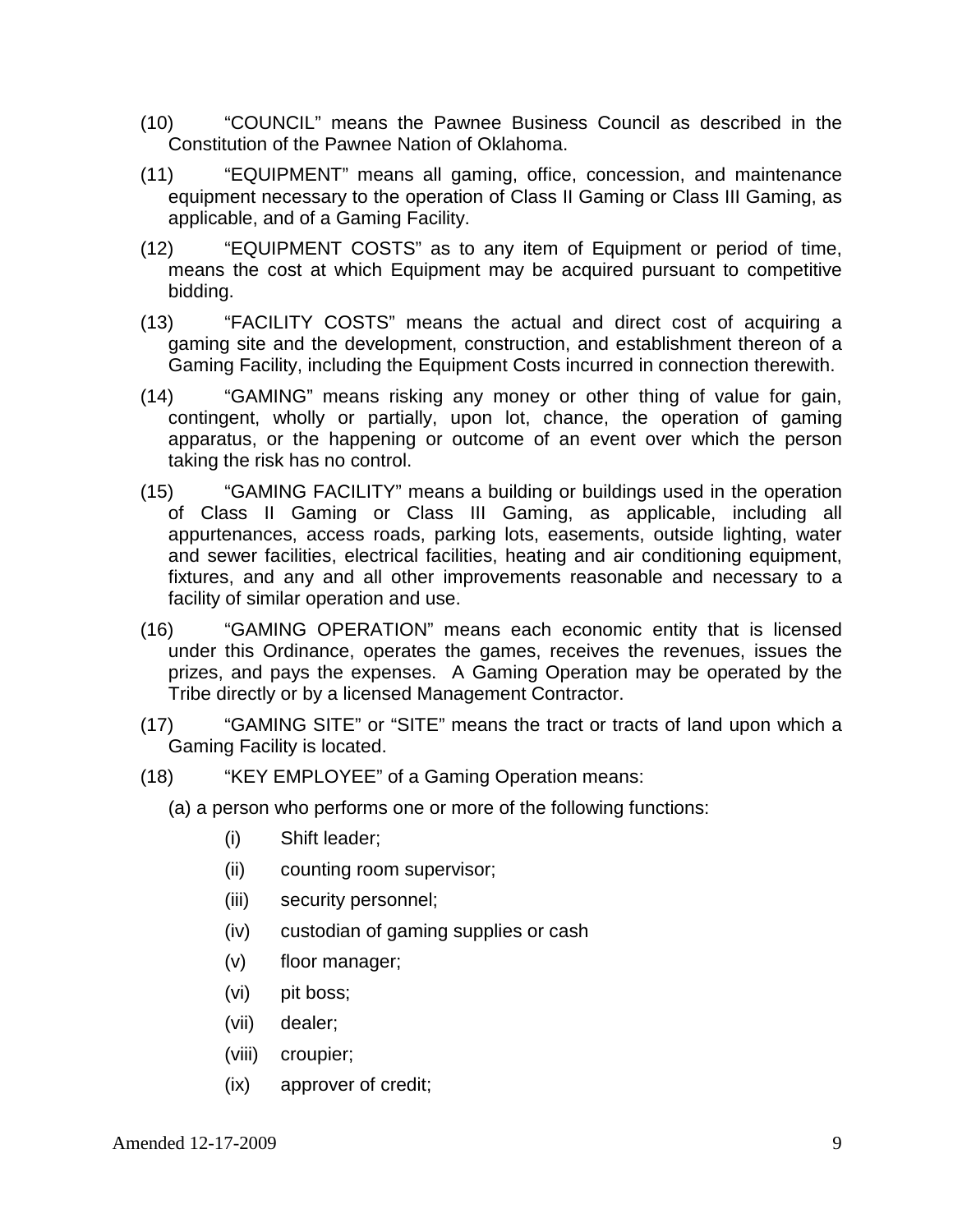(10) "COUNCIL" means the Pawnee Business Council as described in the Constitution of the Pawnee Nation of Oklahoma.

(11) "EQUIPMENT" means all gaming, office, concession, and maintenance equipment necessary to the operation of Class II Gaming or Class III Gaming, as applicable, and of a Gaming Facility.

(12) "EQUIPMENT COSTS" as to any item of Equipment or period of time, means the cost at which Equipment may be acquired pursuant to competitive bidding.

(13) "FACILITY COSTS" means the actual and direct cost of acquiring a gaming site and the development, construction, and establishment thereon of a Gaming Facility, including the Equipment Costs incurred in connection therewith.

(14) "GAMING" means risking any money or other thing of value for gain, contingent, wholly or partially, upon lot, chance, the operation of gaming apparatus, or the happening or outcome of an event over which the person taking the risk has no control.

(15) "GAMING FACILITY" means a building or buildings used in the operation of Class II Gaming or Class III Gaming, as applicable, including all appurtenances, access roads, parking lots, easements, outside lighting, water and sewer facilities, electrical facilities, heating and air conditioning equipment, fixtures, and any and all other improvements reasonable and necessary to a facility of similar operation and use.

(16) "GAMING OPERATION" means each economic entity that is licensed under this Ordinance, operates the games, receives the revenues, issues the prizes, and pays the expenses. A Gaming Operation may be operated by the Tribe directly or by a licensed Management Contractor.

(17) "GAMING SITE" or "SITE" means the tract or tracts of land upon which a Gaming Facility is located.

(18) "KEY EMPLOYEE" of a Gaming Operation means:

(a) a person who performs one or more of the following functions:

- (i) Shift leader;
- (ii) counting room supervisor;
- (iii) security personnel;
- (iv) custodian of gaming supplies or cash
- (v) floor manager;
- (vi) pit boss;
- (vii) dealer;
- (viii) croupier;
- (ix) approver of credit;

Amended 12-17-2009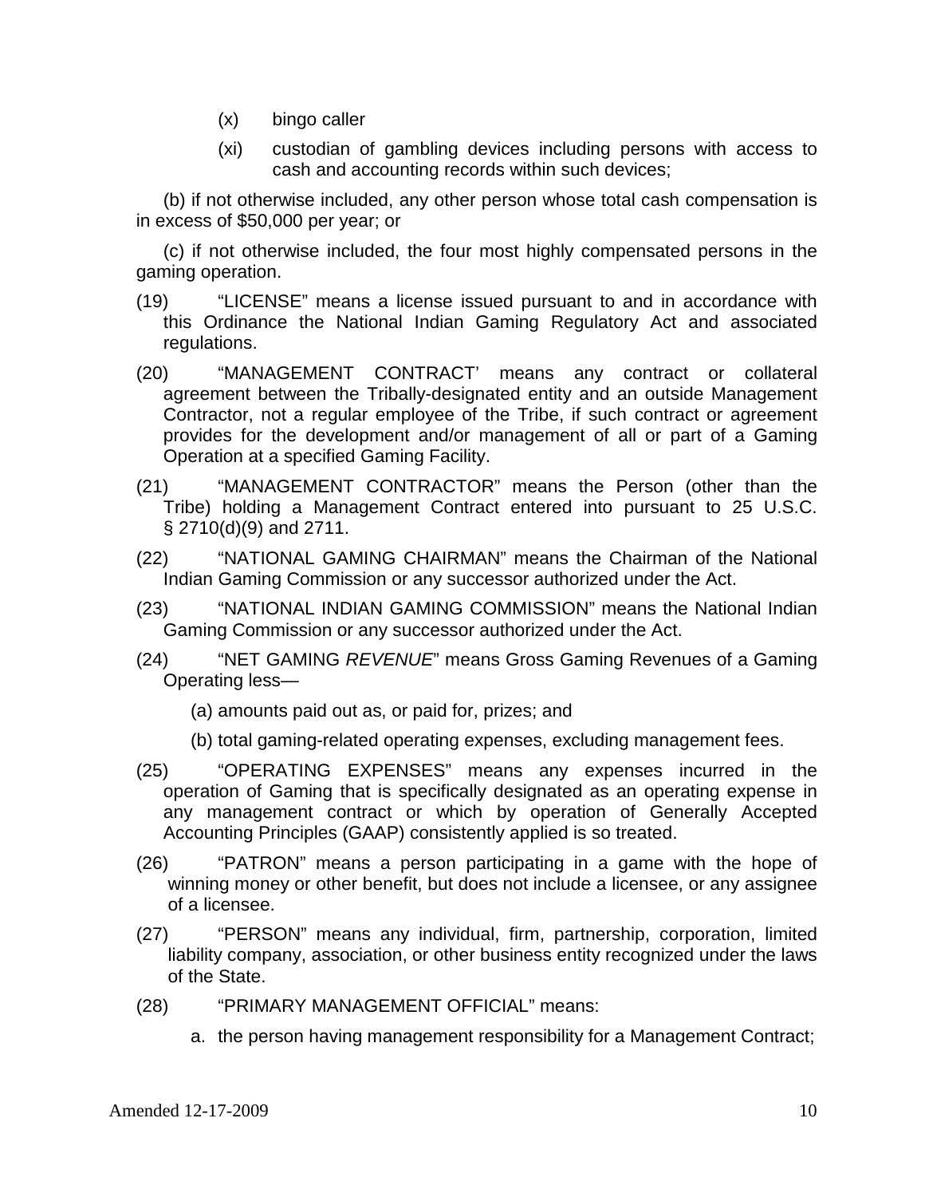(x) bingo caller

(xi) custodian of gambling devices including persons with access to cash and accounting records within such devices;

(b) if not otherwise included, any other person whose total cash compensation is in excess of $50,000 per year; or

(c) if not otherwise included, the four most highly compensated persons in the gaming operation.

(19) "LICENSE" means a license issued pursuant to and in accordance with this Ordinance the National Indian Gaming Regulatory Act and associated regulations.

(20) "MANAGEMENT CONTRACT' means any contract or collateral agreement between the Tribally-designated entity and an outside Management Contractor, not a regular employee of the Tribe, if such contract or agreement provides for the development and/or management of all or part of a Gaming Operation at a specified Gaming Facility.

(21) "MANAGEMENT CONTRACTOR" means the Person (other than the Tribe) holding a Management Contract entered into pursuant to 25 U.S.C. § 2710(d)(9) and 2711.

(22) "NATIONAL GAMING CHAIRMAN" means the Chairman of the National Indian Gaming Commission or any successor authorized under the Act.

(23) "NATIONAL INDIAN GAMING COMMISSION" means the National Indian Gaming Commission or any successor authorized under the Act.

(24) "NET GAMING *REVENUE*" means Gross Gaming Revenues of a Gaming Operating less—

(a) amounts paid out as, or paid for, prizes; and

(b) total gaming-related operating expenses, excluding management fees.

(25) "OPERATING EXPENSES" means any expenses incurred in the operation of Gaming that is specifically designated as an operating expense in any management contract or which by operation of Generally Accepted Accounting Principles (GAAP) consistently applied is so treated.

(26) "PATRON" means a person participating in a game with the hope of winning money or other benefit, but does not include a licensee, or any assignee of a licensee.

(27) "PERSON" means any individual, firm, partnership, corporation, limited liability company, association, or other business entity recognized under the laws of the State.

(28) "PRIMARY MANAGEMENT OFFICIAL" means:

a. the person having management responsibility for a Management Contract;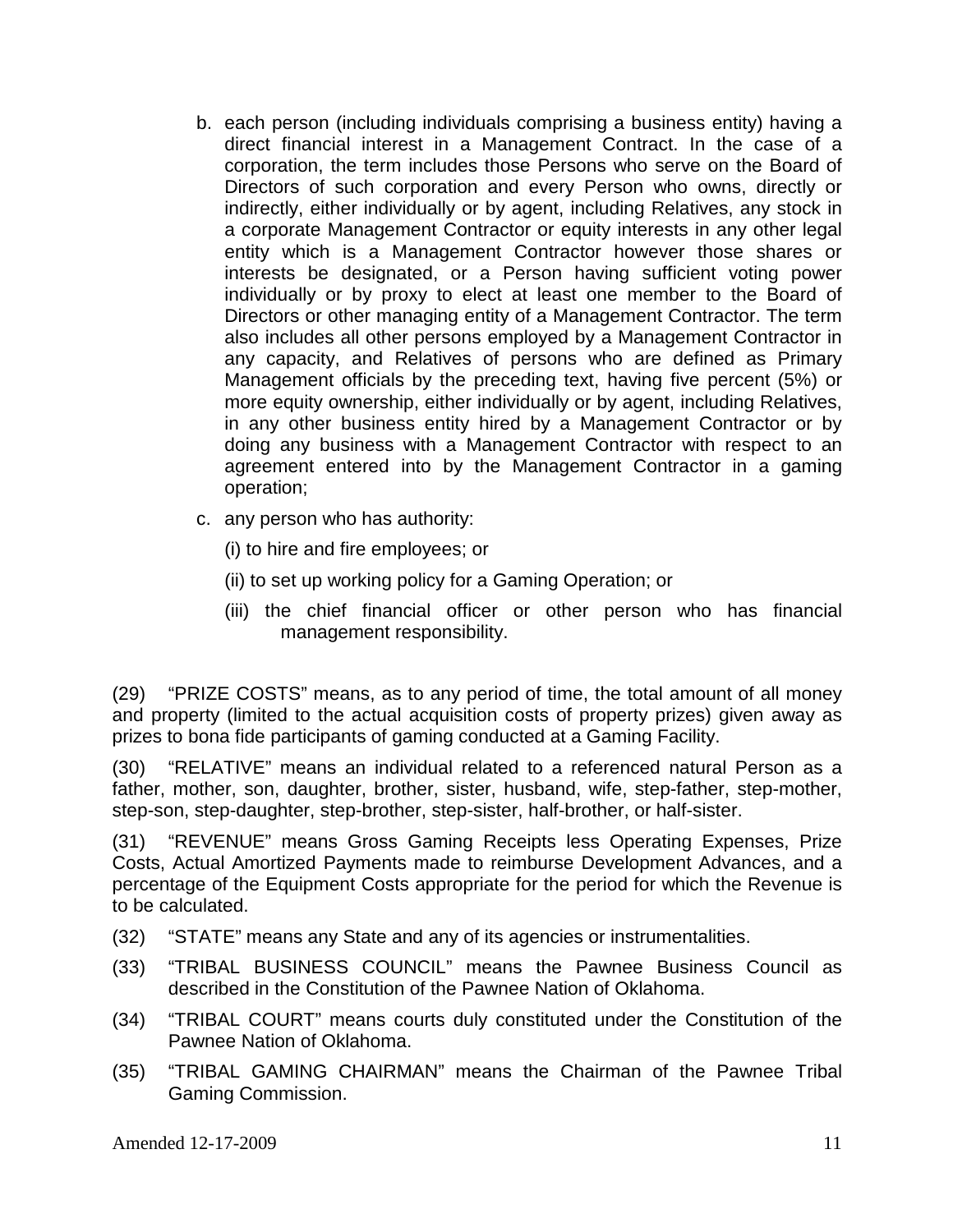b. each person (including individuals comprising a business entity) having a direct financial interest in a Management Contract. In the case of a corporation, the term includes those Persons who serve on the Board of Directors of such corporation and every Person who owns, directly or indirectly, either individually or by agent, including Relatives, any stock in a corporate Management Contractor or equity interests in any other legal entity which is a Management Contractor however those shares or interests be designated, or a Person having sufficient voting power individually or by proxy to elect at least one member to the Board of Directors or other managing entity of a Management Contractor. The term also includes all other persons employed by a Management Contractor in any capacity, and Relatives of persons who are defined as Primary Management officials by the preceding text, having five percent (5%) or more equity ownership, either individually or by agent, including Relatives, in any other business entity hired by a Management Contractor or by doing any business with a Management Contractor with respect to an agreement entered into by the Management Contractor in a gaming operation;

c. any person who has authority:

   (i) to hire and fire employees; or

   (ii) to set up working policy for a Gaming Operation; or

   (iii) the chief financial officer or other person who has financial management responsibility.

(29) "PRIZE COSTS" means, as to any period of time, the total amount of all money and property (limited to the actual acquisition costs of property prizes) given away as prizes to bona fide participants of gaming conducted at a Gaming Facility.

(30) "RELATIVE" means an individual related to a referenced natural Person as a father, mother, son, daughter, brother, sister, husband, wife, step-father, step-mother, step-son, step-daughter, step-brother, step-sister, half-brother, or half-sister.

(31) "REVENUE" means Gross Gaming Receipts less Operating Expenses, Prize Costs, Actual Amortized Payments made to reimburse Development Advances, and a percentage of the Equipment Costs appropriate for the period for which the Revenue is to be calculated.

(32) "STATE" means any State and any of its agencies or instrumentalities.

(33) "TRIBAL BUSINESS COUNCIL" means the Pawnee Business Council as described in the Constitution of the Pawnee Nation of Oklahoma.

(34) "TRIBAL COURT" means courts duly constituted under the Constitution of the Pawnee Nation of Oklahoma.

(35) "TRIBAL GAMING CHAIRMAN" means the Chairman of the Pawnee Tribal Gaming Commission.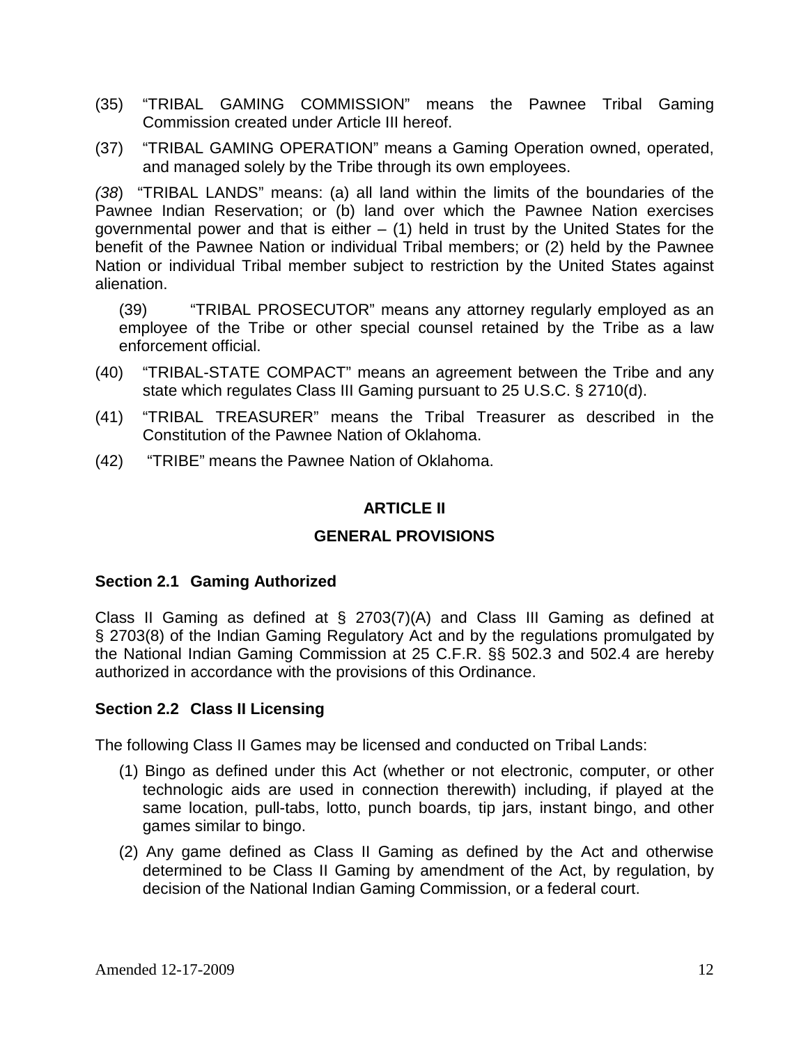(35) "TRIBAL GAMING COMMISSION" means the Pawnee Tribal Gaming Commission created under Article III hereof.

(37) "TRIBAL GAMING OPERATION" means a Gaming Operation owned, operated, and managed solely by the Tribe through its own employees.

*(38*) "TRIBAL LANDS" means: (a) all land within the limits of the boundaries of the Pawnee Indian Reservation; or (b) land over which the Pawnee Nation exercises governmental power and that is either – (1) held in trust by the United States for the benefit of the Pawnee Nation or individual Tribal members; or (2) held by the Pawnee Nation or individual Tribal member subject to restriction by the United States against alienation.

(39) "TRIBAL PROSECUTOR" means any attorney regularly employed as an employee of the Tribe or other special counsel retained by the Tribe as a law enforcement official.

(40) "TRIBAL-STATE COMPACT" means an agreement between the Tribe and any state which regulates Class III Gaming pursuant to 25 U.S.C. § 2710(d).

(41) "TRIBAL TREASURER" means the Tribal Treasurer as described in the Constitution of the Pawnee Nation of Oklahoma.

(42) "TRIBE" means the Pawnee Nation of Oklahoma.

## ARTICLE II

## GENERAL PROVISIONS

### Section 2.1 Gaming Authorized

Class II Gaming as defined at § 2703(7)(A) and Class III Gaming as defined at § 2703(8) of the Indian Gaming Regulatory Act and by the regulations promulgated by the National Indian Gaming Commission at 25 C.F.R. §§ 502.3 and 502.4 are hereby authorized in accordance with the provisions of this Ordinance.

### Section 2.2 Class II Licensing

The following Class II Games may be licensed and conducted on Tribal Lands:

(1) Bingo as defined under this Act (whether or not electronic, computer, or other technologic aids are used in connection therewith) including, if played at the same location, pull-tabs, lotto, punch boards, tip jars, instant bingo, and other games similar to bingo.

(2) Any game defined as Class II Gaming as defined by the Act and otherwise determined to be Class II Gaming by amendment of the Act, by regulation, by decision of the National Indian Gaming Commission, or a federal court.

Amended 12-17-2009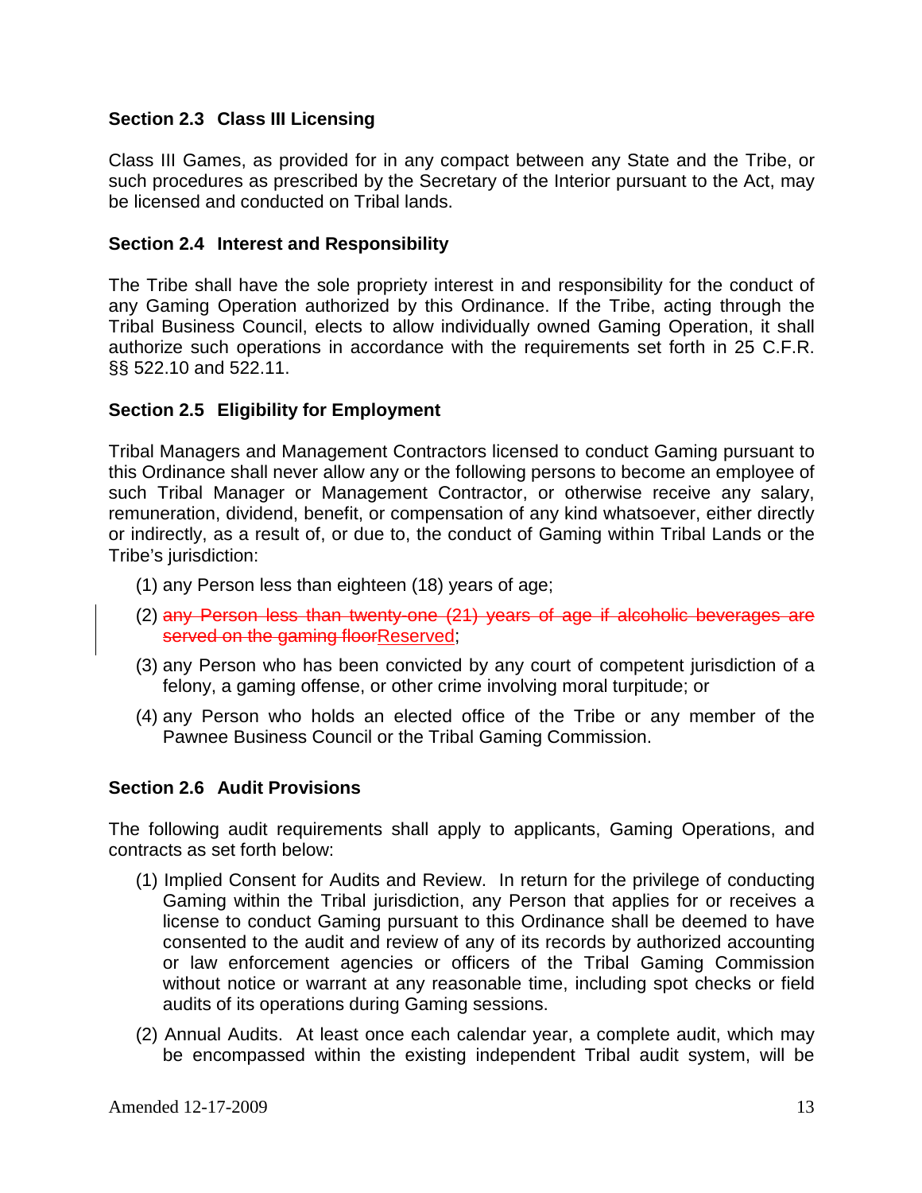### Section 2.3 Class III Licensing

Class III Games, as provided for in any compact between any State and the Tribe, or such procedures as prescribed by the Secretary of the Interior pursuant to the Act, may be licensed and conducted on Tribal lands.

### Section 2.4 Interest and Responsibility

The Tribe shall have the sole propriety interest in and responsibility for the conduct of any Gaming Operation authorized by this Ordinance. If the Tribe, acting through the Tribal Business Council, elects to allow individually owned Gaming Operation, it shall authorize such operations in accordance with the requirements set forth in 25 C.F.R. §§ 522.10 and 522.11.

### Section 2.5 Eligibility for Employment

Tribal Managers and Management Contractors licensed to conduct Gaming pursuant to this Ordinance shall never allow any or the following persons to become an employee of such Tribal Manager or Management Contractor, or otherwise receive any salary, remuneration, dividend, benefit, or compensation of any kind whatsoever, either directly or indirectly, as a result of, or due to, the conduct of Gaming within Tribal Lands or the Tribe's jurisdiction:

(1) any Person less than eighteen (18) years of age;

(2) ~~any Person less than twenty-one (21) years of age if alcoholic beverages are served on the gaming floor~~Reserved;

(3) any Person who has been convicted by any court of competent jurisdiction of a felony, a gaming offense, or other crime involving moral turpitude; or

(4) any Person who holds an elected office of the Tribe or any member of the Pawnee Business Council or the Tribal Gaming Commission.

### Section 2.6 Audit Provisions

The following audit requirements shall apply to applicants, Gaming Operations, and contracts as set forth below:

(1) Implied Consent for Audits and Review. In return for the privilege of conducting Gaming within the Tribal jurisdiction, any Person that applies for or receives a license to conduct Gaming pursuant to this Ordinance shall be deemed to have consented to the audit and review of any of its records by authorized accounting or law enforcement agencies or officers of the Tribal Gaming Commission without notice or warrant at any reasonable time, including spot checks or field audits of its operations during Gaming sessions.

(2) Annual Audits. At least once each calendar year, a complete audit, which may be encompassed within the existing independent Tribal audit system, will be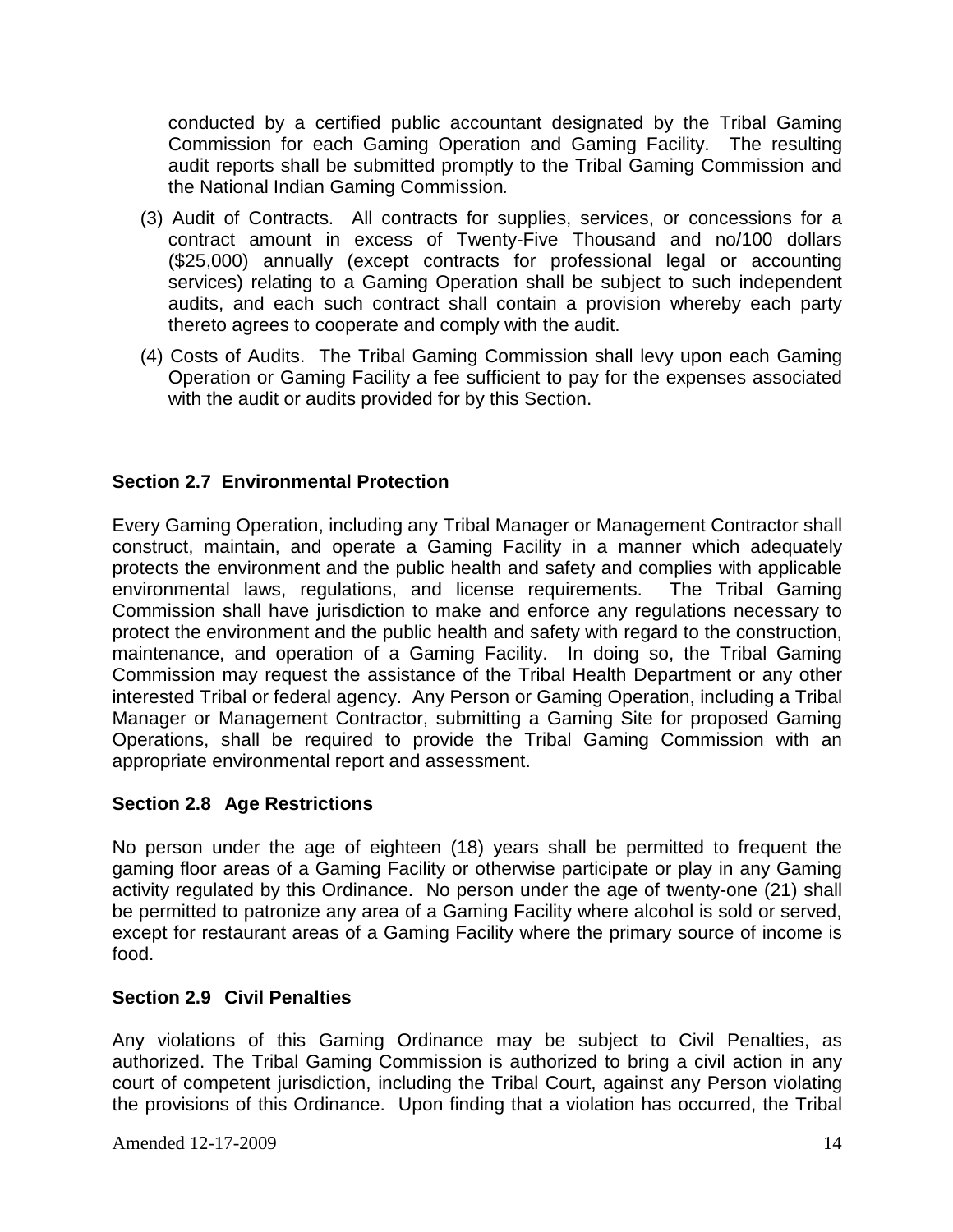conducted by a certified public accountant designated by the Tribal Gaming Commission for each Gaming Operation and Gaming Facility. The resulting audit reports shall be submitted promptly to the Tribal Gaming Commission and the National Indian Gaming Commission.

(3) Audit of Contracts. All contracts for supplies, services, or concessions for a contract amount in excess of Twenty-Five Thousand and no/100 dollars ($25,000) annually (except contracts for professional legal or accounting services) relating to a Gaming Operation shall be subject to such independent audits, and each such contract shall contain a provision whereby each party thereto agrees to cooperate and comply with the audit.

(4) Costs of Audits. The Tribal Gaming Commission shall levy upon each Gaming Operation or Gaming Facility a fee sufficient to pay for the expenses associated with the audit or audits provided for by this Section.

**Section 2.7 Environmental Protection**

Every Gaming Operation, including any Tribal Manager or Management Contractor shall construct, maintain, and operate a Gaming Facility in a manner which adequately protects the environment and the public health and safety and complies with applicable environmental laws, regulations, and license requirements. The Tribal Gaming Commission shall have jurisdiction to make and enforce any regulations necessary to protect the environment and the public health and safety with regard to the construction, maintenance, and operation of a Gaming Facility. In doing so, the Tribal Gaming Commission may request the assistance of the Tribal Health Department or any other interested Tribal or federal agency. Any Person or Gaming Operation, including a Tribal Manager or Management Contractor, submitting a Gaming Site for proposed Gaming Operations, shall be required to provide the Tribal Gaming Commission with an appropriate environmental report and assessment.

**Section 2.8 Age Restrictions**

No person under the age of eighteen (18) years shall be permitted to frequent the gaming floor areas of a Gaming Facility or otherwise participate or play in any Gaming activity regulated by this Ordinance. No person under the age of twenty-one (21) shall be permitted to patronize any area of a Gaming Facility where alcohol is sold or served, except for restaurant areas of a Gaming Facility where the primary source of income is food.

**Section 2.9 Civil Penalties**

Any violations of this Gaming Ordinance may be subject to Civil Penalties, as authorized. The Tribal Gaming Commission is authorized to bring a civil action in any court of competent jurisdiction, including the Tribal Court, against any Person violating the provisions of this Ordinance. Upon finding that a violation has occurred, the Tribal

Amended 12-17-2009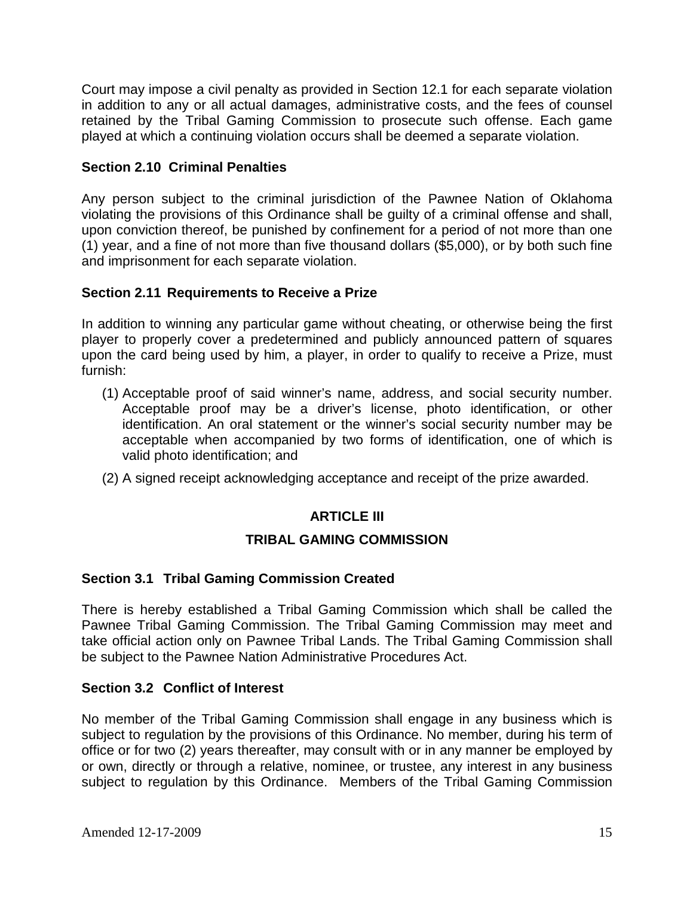Court may impose a civil penalty as provided in Section 12.1 for each separate violation in addition to any or all actual damages, administrative costs, and the fees of counsel retained by the Tribal Gaming Commission to prosecute such offense. Each game played at which a continuing violation occurs shall be deemed a separate violation.

### Section 2.10 Criminal Penalties

Any person subject to the criminal jurisdiction of the Pawnee Nation of Oklahoma violating the provisions of this Ordinance shall be guilty of a criminal offense and shall, upon conviction thereof, be punished by confinement for a period of not more than one (1) year, and a fine of not more than five thousand dollars ($5,000), or by both such fine and imprisonment for each separate violation.

### Section 2.11 Requirements to Receive a Prize

In addition to winning any particular game without cheating, or otherwise being the first player to properly cover a predetermined and publicly announced pattern of squares upon the card being used by him, a player, in order to qualify to receive a Prize, must furnish:

(1) Acceptable proof of said winner's name, address, and social security number. Acceptable proof may be a driver's license, photo identification, or other identification. An oral statement or the winner's social security number may be acceptable when accompanied by two forms of identification, one of which is valid photo identification; and

(2) A signed receipt acknowledging acceptance and receipt of the prize awarded.

## ARTICLE III

## TRIBAL GAMING COMMISSION

### Section 3.1 Tribal Gaming Commission Created

There is hereby established a Tribal Gaming Commission which shall be called the Pawnee Tribal Gaming Commission. The Tribal Gaming Commission may meet and take official action only on Pawnee Tribal Lands. The Tribal Gaming Commission shall be subject to the Pawnee Nation Administrative Procedures Act.

### Section 3.2 Conflict of Interest

No member of the Tribal Gaming Commission shall engage in any business which is subject to regulation by the provisions of this Ordinance. No member, during his term of office or for two (2) years thereafter, may consult with or in any manner be employed by or own, directly or through a relative, nominee, or trustee, any interest in any business subject to regulation by this Ordinance. Members of the Tribal Gaming Commission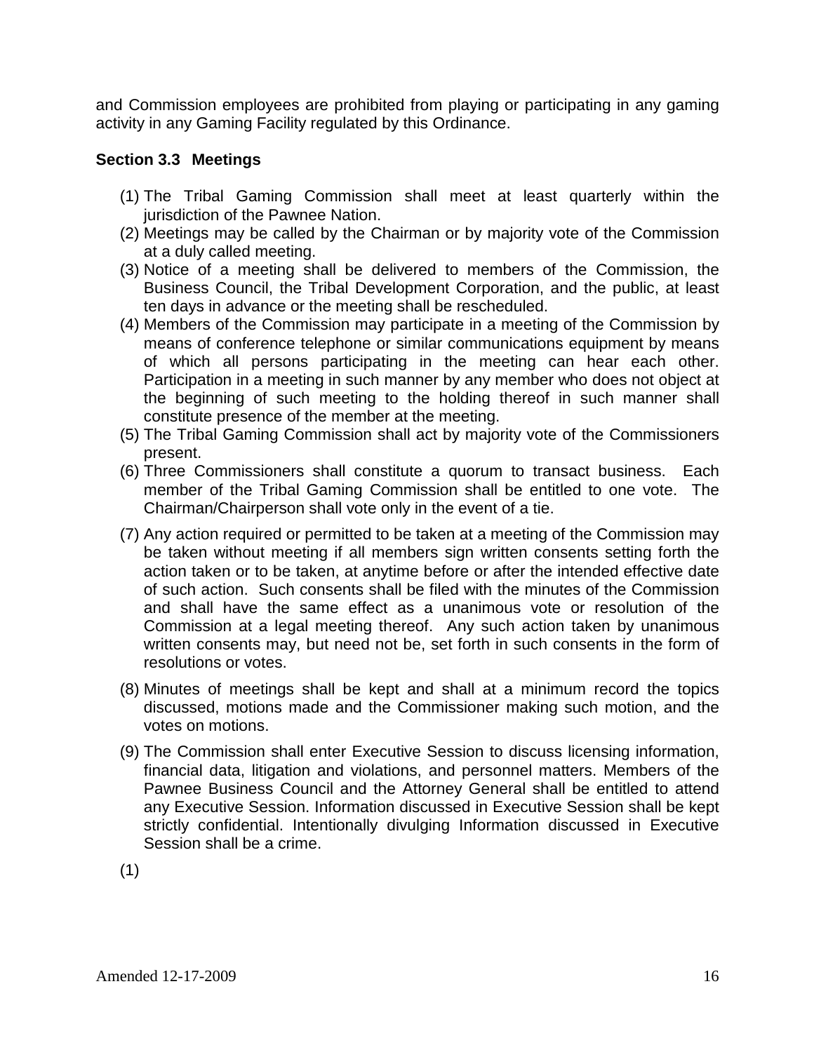and Commission employees are prohibited from playing or participating in any gaming activity in any Gaming Facility regulated by this Ordinance.

### Section 3.3 Meetings

(1) The Tribal Gaming Commission shall meet at least quarterly within the jurisdiction of the Pawnee Nation.
(2) Meetings may be called by the Chairman or by majority vote of the Commission at a duly called meeting.
(3) Notice of a meeting shall be delivered to members of the Commission, the Business Council, the Tribal Development Corporation, and the public, at least ten days in advance or the meeting shall be rescheduled.
(4) Members of the Commission may participate in a meeting of the Commission by means of conference telephone or similar communications equipment by means of which all persons participating in the meeting can hear each other. Participation in a meeting in such manner by any member who does not object at the beginning of such meeting to the holding thereof in such manner shall constitute presence of the member at the meeting.
(5) The Tribal Gaming Commission shall act by majority vote of the Commissioners present.
(6) Three Commissioners shall constitute a quorum to transact business. Each member of the Tribal Gaming Commission shall be entitled to one vote. The Chairman/Chairperson shall vote only in the event of a tie.
(7) Any action required or permitted to be taken at a meeting of the Commission may be taken without meeting if all members sign written consents setting forth the action taken or to be taken, at anytime before or after the intended effective date of such action. Such consents shall be filed with the minutes of the Commission and shall have the same effect as a unanimous vote or resolution of the Commission at a legal meeting thereof. Any such action taken by unanimous written consents may, but need not be, set forth in such consents in the form of resolutions or votes.
(8) Minutes of meetings shall be kept and shall at a minimum record the topics discussed, motions made and the Commissioner making such motion, and the votes on motions.
(9) The Commission shall enter Executive Session to discuss licensing information, financial data, litigation and violations, and personnel matters. Members of the Pawnee Business Council and the Attorney General shall be entitled to attend any Executive Session. Information discussed in Executive Session shall be kept strictly confidential. Intentionally divulging Information discussed in Executive Session shall be a crime.

(1)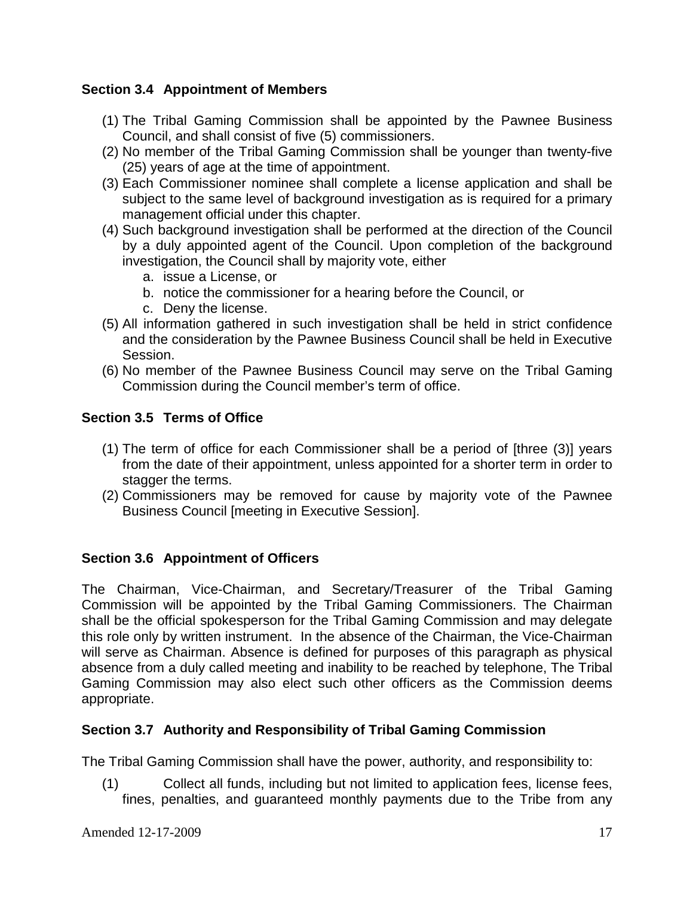### Section 3.4 Appointment of Members

(1) The Tribal Gaming Commission shall be appointed by the Pawnee Business Council, and shall consist of five (5) commissioners.
(2) No member of the Tribal Gaming Commission shall be younger than twenty-five (25) years of age at the time of appointment.
(3) Each Commissioner nominee shall complete a license application and shall be subject to the same level of background investigation as is required for a primary management official under this chapter.
(4) Such background investigation shall be performed at the direction of the Council by a duly appointed agent of the Council. Upon completion of the background investigation, the Council shall by majority vote, either
    a. issue a License, or
    b. notice the commissioner for a hearing before the Council, or
    c. Deny the license.
(5) All information gathered in such investigation shall be held in strict confidence and the consideration by the Pawnee Business Council shall be held in Executive Session.
(6) No member of the Pawnee Business Council may serve on the Tribal Gaming Commission during the Council member's term of office.

### Section 3.5 Terms of Office

(1) The term of office for each Commissioner shall be a period of [three (3)] years from the date of their appointment, unless appointed for a shorter term in order to stagger the terms.
(2) Commissioners may be removed for cause by majority vote of the Pawnee Business Council [meeting in Executive Session].

### Section 3.6 Appointment of Officers

The Chairman, Vice-Chairman, and Secretary/Treasurer of the Tribal Gaming Commission will be appointed by the Tribal Gaming Commissioners. The Chairman shall be the official spokesperson for the Tribal Gaming Commission and may delegate this role only by written instrument. In the absence of the Chairman, the Vice-Chairman will serve as Chairman. Absence is defined for purposes of this paragraph as physical absence from a duly called meeting and inability to be reached by telephone, The Tribal Gaming Commission may also elect such other officers as the Commission deems appropriate.

### Section 3.7 Authority and Responsibility of Tribal Gaming Commission

The Tribal Gaming Commission shall have the power, authority, and responsibility to:

(1) Collect all funds, including but not limited to application fees, license fees, fines, penalties, and guaranteed monthly payments due to the Tribe from any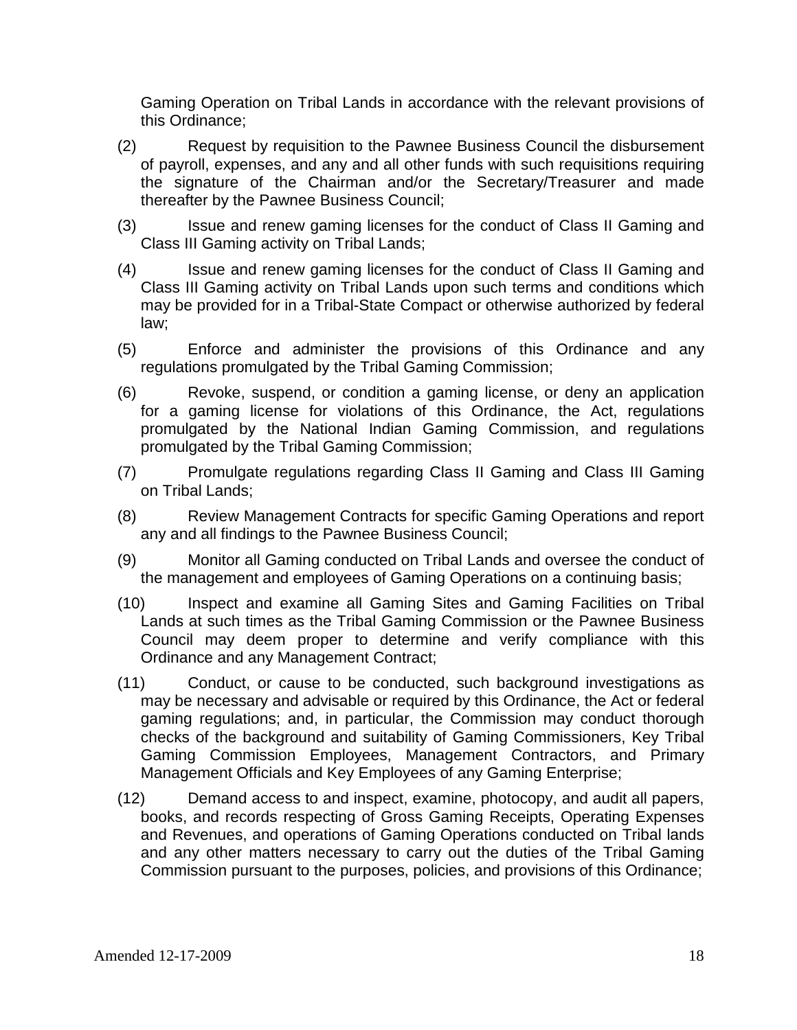Gaming Operation on Tribal Lands in accordance with the relevant provisions of this Ordinance;

(2) Request by requisition to the Pawnee Business Council the disbursement of payroll, expenses, and any and all other funds with such requisitions requiring the signature of the Chairman and/or the Secretary/Treasurer and made thereafter by the Pawnee Business Council;

(3) Issue and renew gaming licenses for the conduct of Class II Gaming and Class III Gaming activity on Tribal Lands;

(4) Issue and renew gaming licenses for the conduct of Class II Gaming and Class III Gaming activity on Tribal Lands upon such terms and conditions which may be provided for in a Tribal-State Compact or otherwise authorized by federal law;

(5) Enforce and administer the provisions of this Ordinance and any regulations promulgated by the Tribal Gaming Commission;

(6) Revoke, suspend, or condition a gaming license, or deny an application for a gaming license for violations of this Ordinance, the Act, regulations promulgated by the National Indian Gaming Commission, and regulations promulgated by the Tribal Gaming Commission;

(7) Promulgate regulations regarding Class II Gaming and Class III Gaming on Tribal Lands;

(8) Review Management Contracts for specific Gaming Operations and report any and all findings to the Pawnee Business Council;

(9) Monitor all Gaming conducted on Tribal Lands and oversee the conduct of the management and employees of Gaming Operations on a continuing basis;

(10) Inspect and examine all Gaming Sites and Gaming Facilities on Tribal Lands at such times as the Tribal Gaming Commission or the Pawnee Business Council may deem proper to determine and verify compliance with this Ordinance and any Management Contract;

(11) Conduct, or cause to be conducted, such background investigations as may be necessary and advisable or required by this Ordinance, the Act or federal gaming regulations; and, in particular, the Commission may conduct thorough checks of the background and suitability of Gaming Commissioners, Key Tribal Gaming Commission Employees, Management Contractors, and Primary Management Officials and Key Employees of any Gaming Enterprise;

(12) Demand access to and inspect, examine, photocopy, and audit all papers, books, and records respecting of Gross Gaming Receipts, Operating Expenses and Revenues, and operations of Gaming Operations conducted on Tribal lands and any other matters necessary to carry out the duties of the Tribal Gaming Commission pursuant to the purposes, policies, and provisions of this Ordinance;

Amended 12-17-2009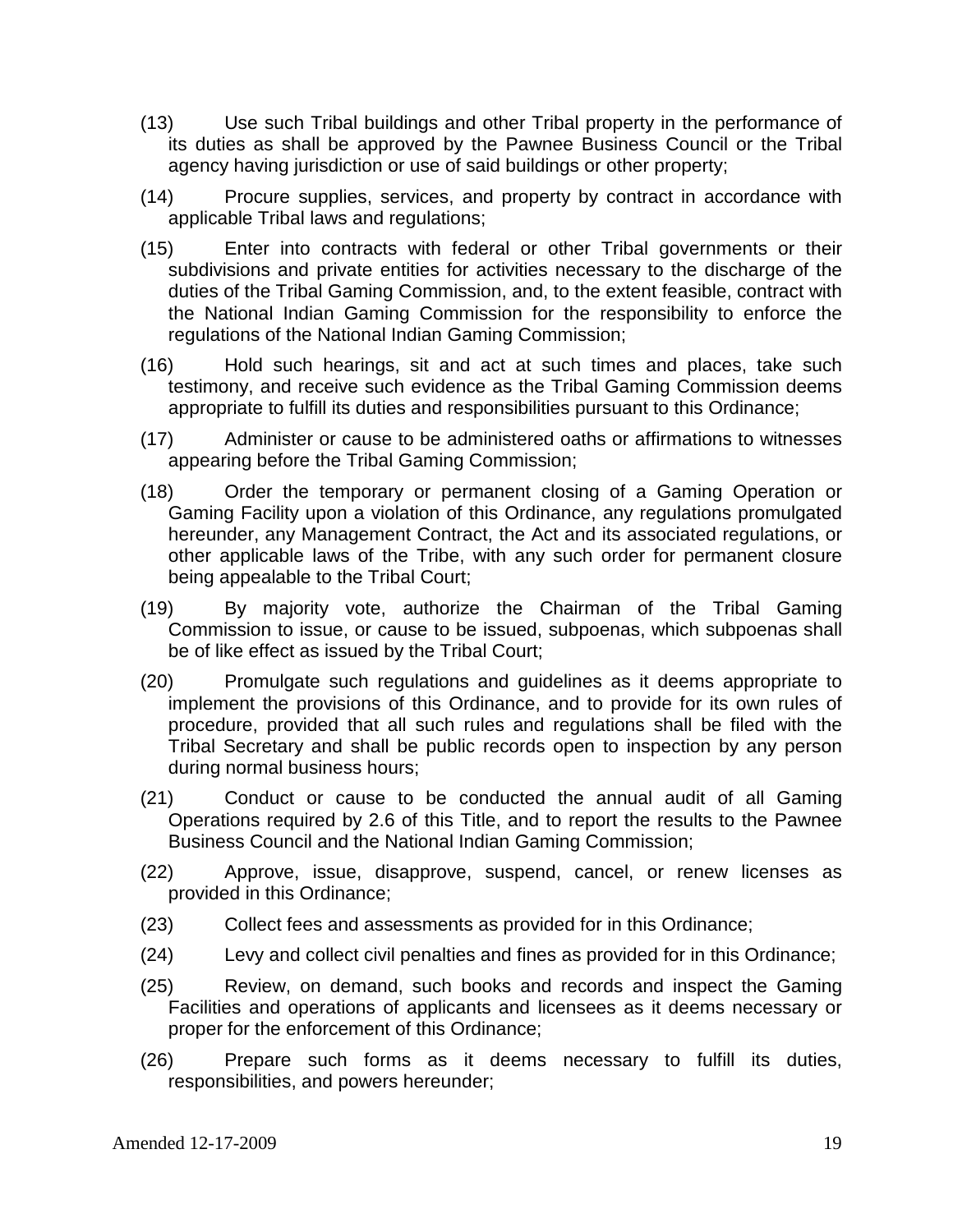(13) Use such Tribal buildings and other Tribal property in the performance of its duties as shall be approved by the Pawnee Business Council or the Tribal agency having jurisdiction or use of said buildings or other property;

(14) Procure supplies, services, and property by contract in accordance with applicable Tribal laws and regulations;

(15) Enter into contracts with federal or other Tribal governments or their subdivisions and private entities for activities necessary to the discharge of the duties of the Tribal Gaming Commission, and, to the extent feasible, contract with the National Indian Gaming Commission for the responsibility to enforce the regulations of the National Indian Gaming Commission;

(16) Hold such hearings, sit and act at such times and places, take such testimony, and receive such evidence as the Tribal Gaming Commission deems appropriate to fulfill its duties and responsibilities pursuant to this Ordinance;

(17) Administer or cause to be administered oaths or affirmations to witnesses appearing before the Tribal Gaming Commission;

(18) Order the temporary or permanent closing of a Gaming Operation or Gaming Facility upon a violation of this Ordinance, any regulations promulgated hereunder, any Management Contract, the Act and its associated regulations, or other applicable laws of the Tribe, with any such order for permanent closure being appealable to the Tribal Court;

(19) By majority vote, authorize the Chairman of the Tribal Gaming Commission to issue, or cause to be issued, subpoenas, which subpoenas shall be of like effect as issued by the Tribal Court;

(20) Promulgate such regulations and guidelines as it deems appropriate to implement the provisions of this Ordinance, and to provide for its own rules of procedure, provided that all such rules and regulations shall be filed with the Tribal Secretary and shall be public records open to inspection by any person during normal business hours;

(21) Conduct or cause to be conducted the annual audit of all Gaming Operations required by 2.6 of this Title, and to report the results to the Pawnee Business Council and the National Indian Gaming Commission;

(22) Approve, issue, disapprove, suspend, cancel, or renew licenses as provided in this Ordinance;

(23) Collect fees and assessments as provided for in this Ordinance;

(24) Levy and collect civil penalties and fines as provided for in this Ordinance;

(25) Review, on demand, such books and records and inspect the Gaming Facilities and operations of applicants and licensees as it deems necessary or proper for the enforcement of this Ordinance;

(26) Prepare such forms as it deems necessary to fulfill its duties, responsibilities, and powers hereunder;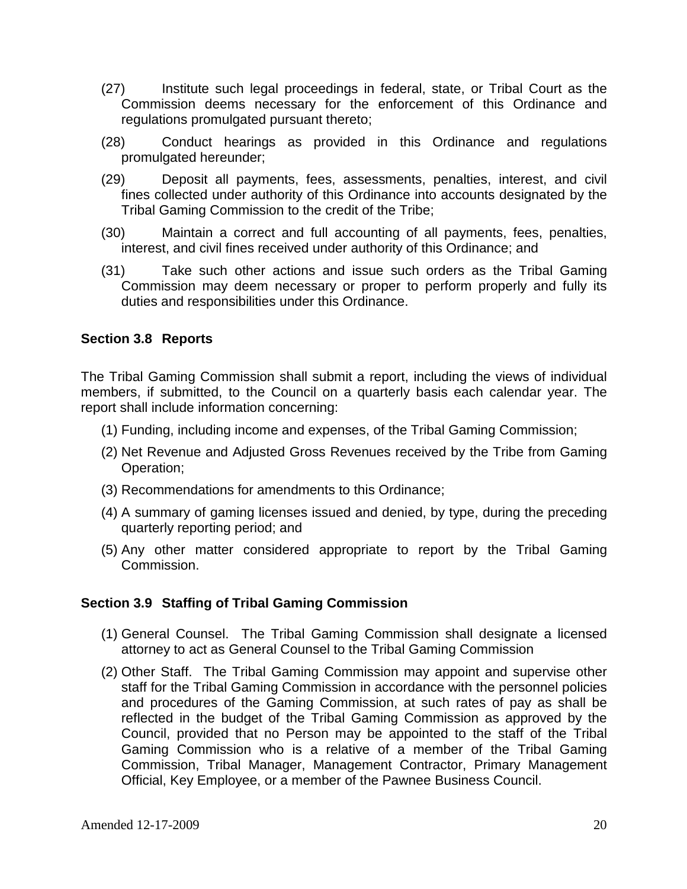(27) Institute such legal proceedings in federal, state, or Tribal Court as the Commission deems necessary for the enforcement of this Ordinance and regulations promulgated pursuant thereto;

(28) Conduct hearings as provided in this Ordinance and regulations promulgated hereunder;

(29) Deposit all payments, fees, assessments, penalties, interest, and civil fines collected under authority of this Ordinance into accounts designated by the Tribal Gaming Commission to the credit of the Tribe;

(30) Maintain a correct and full accounting of all payments, fees, penalties, interest, and civil fines received under authority of this Ordinance; and

(31) Take such other actions and issue such orders as the Tribal Gaming Commission may deem necessary or proper to perform properly and fully its duties and responsibilities under this Ordinance.

### Section 3.8 Reports

The Tribal Gaming Commission shall submit a report, including the views of individual members, if submitted, to the Council on a quarterly basis each calendar year. The report shall include information concerning:

(1) Funding, including income and expenses, of the Tribal Gaming Commission;

(2) Net Revenue and Adjusted Gross Revenues received by the Tribe from Gaming Operation;

(3) Recommendations for amendments to this Ordinance;

(4) A summary of gaming licenses issued and denied, by type, during the preceding quarterly reporting period; and

(5) Any other matter considered appropriate to report by the Tribal Gaming Commission.

### Section 3.9 Staffing of Tribal Gaming Commission

(1) General Counsel. The Tribal Gaming Commission shall designate a licensed attorney to act as General Counsel to the Tribal Gaming Commission

(2) Other Staff. The Tribal Gaming Commission may appoint and supervise other staff for the Tribal Gaming Commission in accordance with the personnel policies and procedures of the Gaming Commission, at such rates of pay as shall be reflected in the budget of the Tribal Gaming Commission as approved by the Council, provided that no Person may be appointed to the staff of the Tribal Gaming Commission who is a relative of a member of the Tribal Gaming Commission, Tribal Manager, Management Contractor, Primary Management Official, Key Employee, or a member of the Pawnee Business Council.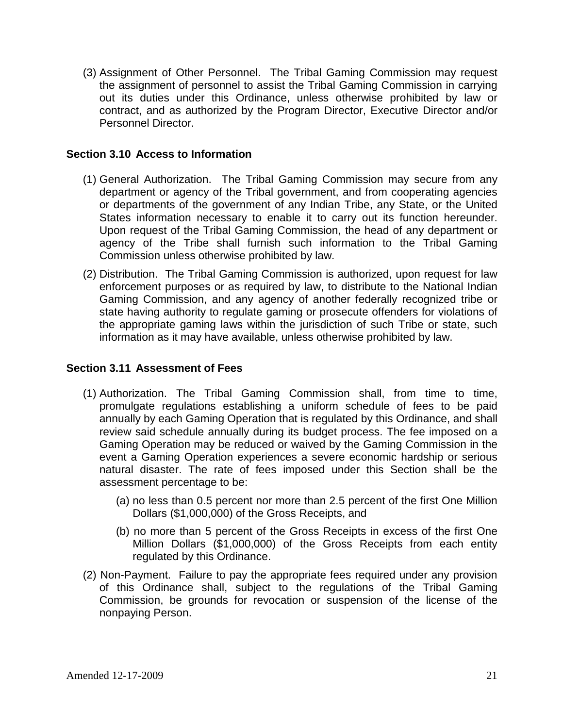(3) Assignment of Other Personnel. The Tribal Gaming Commission may request the assignment of personnel to assist the Tribal Gaming Commission in carrying out its duties under this Ordinance, unless otherwise prohibited by law or contract, and as authorized by the Program Director, Executive Director and/or Personnel Director.

### Section 3.10 Access to Information

(1) General Authorization. The Tribal Gaming Commission may secure from any department or agency of the Tribal government, and from cooperating agencies or departments of the government of any Indian Tribe, any State, or the United States information necessary to enable it to carry out its function hereunder. Upon request of the Tribal Gaming Commission, the head of any department or agency of the Tribe shall furnish such information to the Tribal Gaming Commission unless otherwise prohibited by law.

(2) Distribution. The Tribal Gaming Commission is authorized, upon request for law enforcement purposes or as required by law, to distribute to the National Indian Gaming Commission, and any agency of another federally recognized tribe or state having authority to regulate gaming or prosecute offenders for violations of the appropriate gaming laws within the jurisdiction of such Tribe or state, such information as it may have available, unless otherwise prohibited by law.

### Section 3.11 Assessment of Fees

(1) Authorization. The Tribal Gaming Commission shall, from time to time, promulgate regulations establishing a uniform schedule of fees to be paid annually by each Gaming Operation that is regulated by this Ordinance, and shall review said schedule annually during its budget process. The fee imposed on a Gaming Operation may be reduced or waived by the Gaming Commission in the event a Gaming Operation experiences a severe economic hardship or serious natural disaster. The rate of fees imposed under this Section shall be the assessment percentage to be:

   (a) no less than 0.5 percent nor more than 2.5 percent of the first One Million Dollars ($1,000,000) of the Gross Receipts, and

   (b) no more than 5 percent of the Gross Receipts in excess of the first One Million Dollars ($1,000,000) of the Gross Receipts from each entity regulated by this Ordinance.

(2) Non-Payment. Failure to pay the appropriate fees required under any provision of this Ordinance shall, subject to the regulations of the Tribal Gaming Commission, be grounds for revocation or suspension of the license of the nonpaying Person.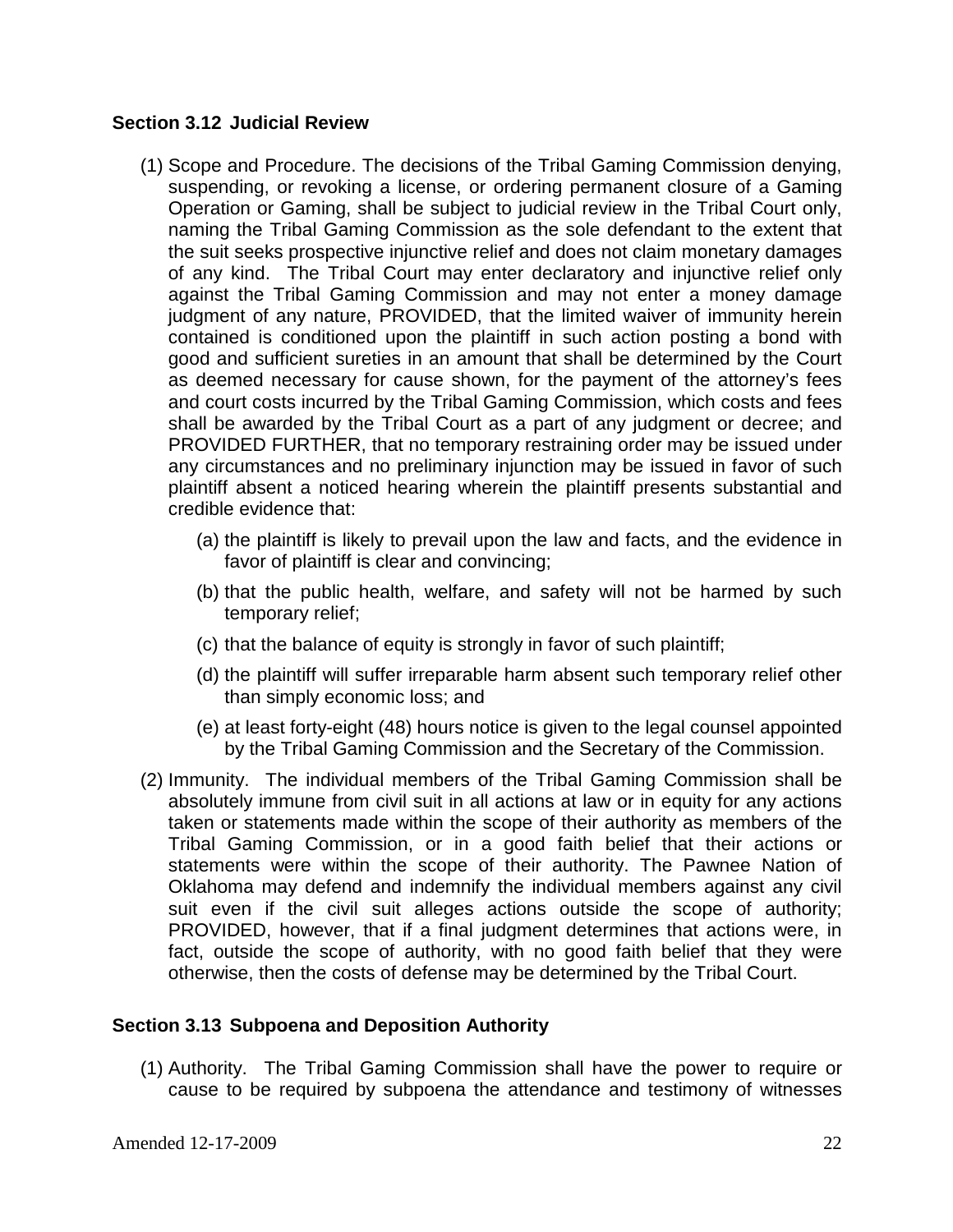### Section 3.12 Judicial Review

(1) Scope and Procedure. The decisions of the Tribal Gaming Commission denying, suspending, or revoking a license, or ordering permanent closure of a Gaming Operation or Gaming, shall be subject to judicial review in the Tribal Court only, naming the Tribal Gaming Commission as the sole defendant to the extent that the suit seeks prospective injunctive relief and does not claim monetary damages of any kind. The Tribal Court may enter declaratory and injunctive relief only against the Tribal Gaming Commission and may not enter a money damage judgment of any nature, PROVIDED, that the limited waiver of immunity herein contained is conditioned upon the plaintiff in such action posting a bond with good and sufficient sureties in an amount that shall be determined by the Court as deemed necessary for cause shown, for the payment of the attorney's fees and court costs incurred by the Tribal Gaming Commission, which costs and fees shall be awarded by the Tribal Court as a part of any judgment or decree; and PROVIDED FURTHER, that no temporary restraining order may be issued under any circumstances and no preliminary injunction may be issued in favor of such plaintiff absent a noticed hearing wherein the plaintiff presents substantial and credible evidence that:

   (a) the plaintiff is likely to prevail upon the law and facts, and the evidence in favor of plaintiff is clear and convincing;

   (b) that the public health, welfare, and safety will not be harmed by such temporary relief;

   (c) that the balance of equity is strongly in favor of such plaintiff;

   (d) the plaintiff will suffer irreparable harm absent such temporary relief other than simply economic loss; and

   (e) at least forty-eight (48) hours notice is given to the legal counsel appointed by the Tribal Gaming Commission and the Secretary of the Commission.

(2) Immunity. The individual members of the Tribal Gaming Commission shall be absolutely immune from civil suit in all actions at law or in equity for any actions taken or statements made within the scope of their authority as members of the Tribal Gaming Commission, or in a good faith belief that their actions or statements were within the scope of their authority. The Pawnee Nation of Oklahoma may defend and indemnify the individual members against any civil suit even if the civil suit alleges actions outside the scope of authority; PROVIDED, however, that if a final judgment determines that actions were, in fact, outside the scope of authority, with no good faith belief that they were otherwise, then the costs of defense may be determined by the Tribal Court.

### Section 3.13 Subpoena and Deposition Authority

(1) Authority. The Tribal Gaming Commission shall have the power to require or cause to be required by subpoena the attendance and testimony of witnesses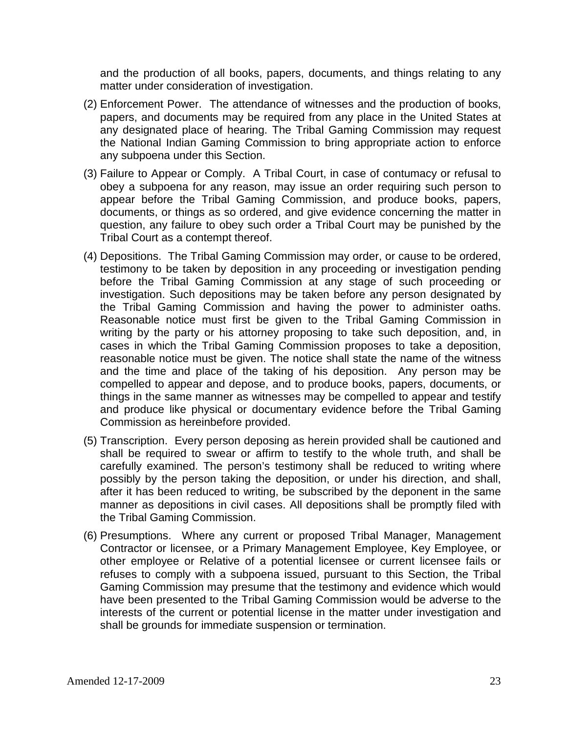and the production of all books, papers, documents, and things relating to any matter under consideration of investigation.

(2) Enforcement Power. The attendance of witnesses and the production of books, papers, and documents may be required from any place in the United States at any designated place of hearing. The Tribal Gaming Commission may request the National Indian Gaming Commission to bring appropriate action to enforce any subpoena under this Section.

(3) Failure to Appear or Comply. A Tribal Court, in case of contumacy or refusal to obey a subpoena for any reason, may issue an order requiring such person to appear before the Tribal Gaming Commission, and produce books, papers, documents, or things as so ordered, and give evidence concerning the matter in question, any failure to obey such order a Tribal Court may be punished by the Tribal Court as a contempt thereof.

(4) Depositions. The Tribal Gaming Commission may order, or cause to be ordered, testimony to be taken by deposition in any proceeding or investigation pending before the Tribal Gaming Commission at any stage of such proceeding or investigation. Such depositions may be taken before any person designated by the Tribal Gaming Commission and having the power to administer oaths. Reasonable notice must first be given to the Tribal Gaming Commission in writing by the party or his attorney proposing to take such deposition, and, in cases in which the Tribal Gaming Commission proposes to take a deposition, reasonable notice must be given. The notice shall state the name of the witness and the time and place of the taking of his deposition. Any person may be compelled to appear and depose, and to produce books, papers, documents, or things in the same manner as witnesses may be compelled to appear and testify and produce like physical or documentary evidence before the Tribal Gaming Commission as hereinbefore provided.

(5) Transcription. Every person deposing as herein provided shall be cautioned and shall be required to swear or affirm to testify to the whole truth, and shall be carefully examined. The person's testimony shall be reduced to writing where possibly by the person taking the deposition, or under his direction, and shall, after it has been reduced to writing, be subscribed by the deponent in the same manner as depositions in civil cases. All depositions shall be promptly filed with the Tribal Gaming Commission.

(6) Presumptions. Where any current or proposed Tribal Manager, Management Contractor or licensee, or a Primary Management Employee, Key Employee, or other employee or Relative of a potential licensee or current licensee fails or refuses to comply with a subpoena issued, pursuant to this Section, the Tribal Gaming Commission may presume that the testimony and evidence which would have been presented to the Tribal Gaming Commission would be adverse to the interests of the current or potential license in the matter under investigation and shall be grounds for immediate suspension or termination.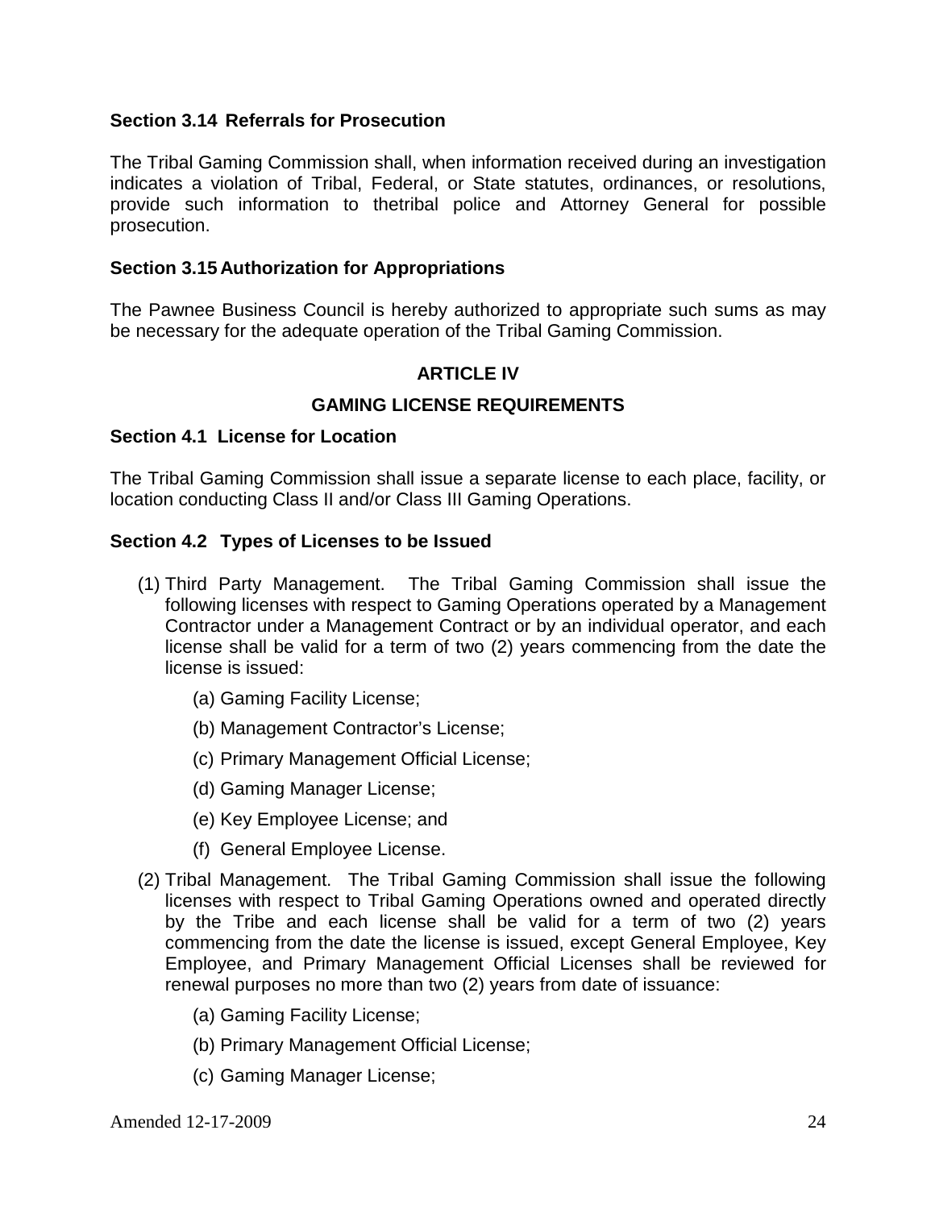### Section 3.14 Referrals for Prosecution

The Tribal Gaming Commission shall, when information received during an investigation indicates a violation of Tribal, Federal, or State statutes, ordinances, or resolutions, provide such information to thetribal police and Attorney General for possible prosecution.

### Section 3.15 Authorization for Appropriations

The Pawnee Business Council is hereby authorized to appropriate such sums as may be necessary for the adequate operation of the Tribal Gaming Commission.

## ARTICLE IV

## GAMING LICENSE REQUIREMENTS

### Section 4.1 License for Location

The Tribal Gaming Commission shall issue a separate license to each place, facility, or location conducting Class II and/or Class III Gaming Operations.

### Section 4.2 Types of Licenses to be Issued

(1) Third Party Management. The Tribal Gaming Commission shall issue the following licenses with respect to Gaming Operations operated by a Management Contractor under a Management Contract or by an individual operator, and each license shall be valid for a term of two (2) years commencing from the date the license is issued:

   (a) Gaming Facility License;

   (b) Management Contractor's License;

   (c) Primary Management Official License;

   (d) Gaming Manager License;

   (e) Key Employee License; and

   (f) General Employee License.

(2) Tribal Management. The Tribal Gaming Commission shall issue the following licenses with respect to Tribal Gaming Operations owned and operated directly by the Tribe and each license shall be valid for a term of two (2) years commencing from the date the license is issued, except General Employee, Key Employee, and Primary Management Official Licenses shall be reviewed for renewal purposes no more than two (2) years from date of issuance:

   (a) Gaming Facility License;

   (b) Primary Management Official License;

   (c) Gaming Manager License;

Amended 12-17-2009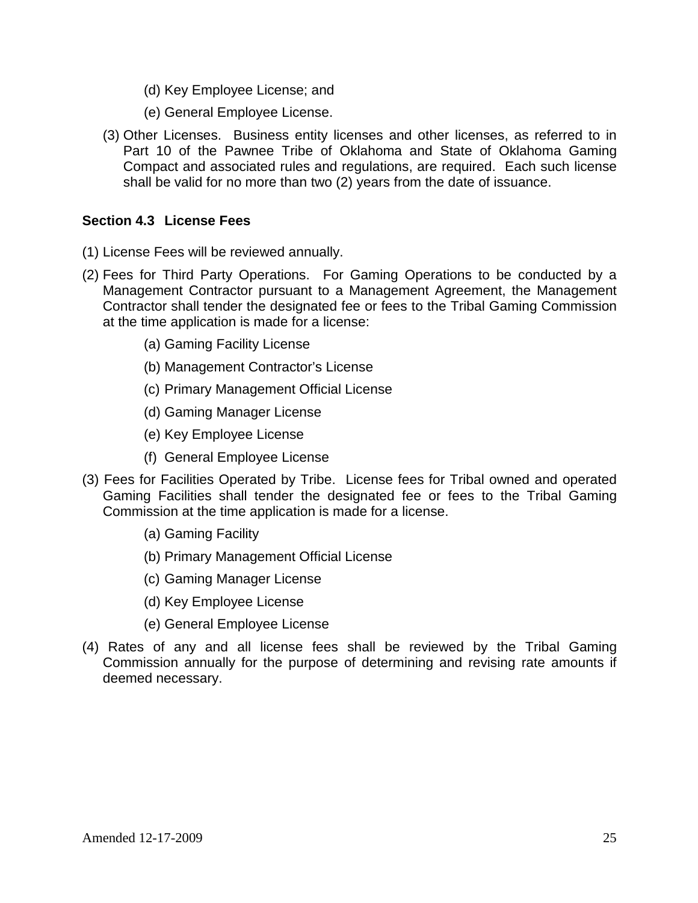(d) Key Employee License; and

(e) General Employee License.

(3) Other Licenses. Business entity licenses and other licenses, as referred to in Part 10 of the Pawnee Tribe of Oklahoma and State of Oklahoma Gaming Compact and associated rules and regulations, are required. Each such license shall be valid for no more than two (2) years from the date of issuance.

### Section 4.3 License Fees

(1) License Fees will be reviewed annually.

(2) Fees for Third Party Operations. For Gaming Operations to be conducted by a Management Contractor pursuant to a Management Agreement, the Management Contractor shall tender the designated fee or fees to the Tribal Gaming Commission at the time application is made for a license:

(a) Gaming Facility License

(b) Management Contractor's License

(c) Primary Management Official License

(d) Gaming Manager License

(e) Key Employee License

(f) General Employee License

(3) Fees for Facilities Operated by Tribe. License fees for Tribal owned and operated Gaming Facilities shall tender the designated fee or fees to the Tribal Gaming Commission at the time application is made for a license.

(a) Gaming Facility

(b) Primary Management Official License

(c) Gaming Manager License

(d) Key Employee License

(e) General Employee License

(4) Rates of any and all license fees shall be reviewed by the Tribal Gaming Commission annually for the purpose of determining and revising rate amounts if deemed necessary.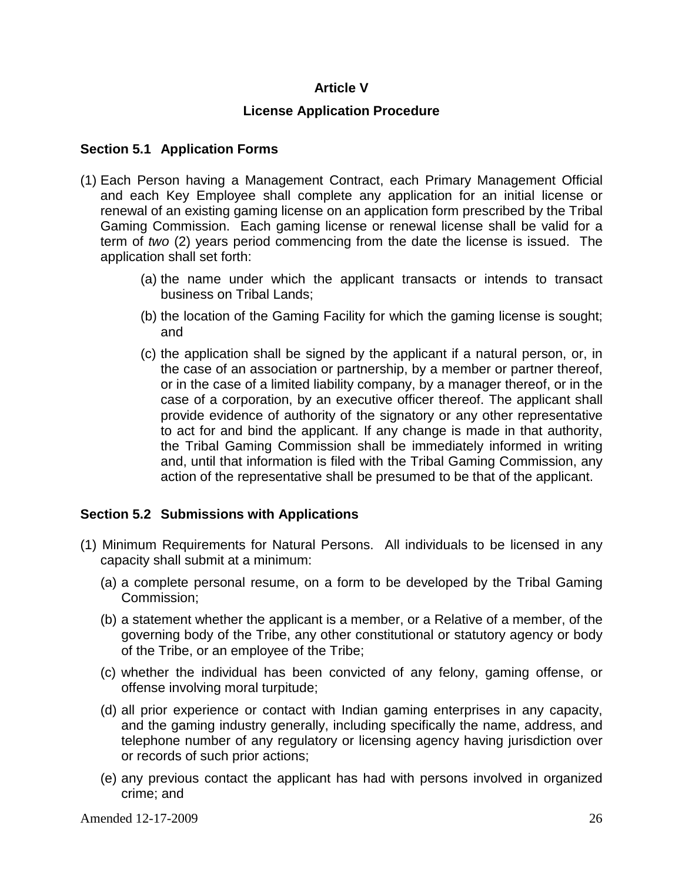## Article V

## License Application Procedure

### Section 5.1 Application Forms

(1) Each Person having a Management Contract, each Primary Management Official and each Key Employee shall complete any application for an initial license or renewal of an existing gaming license on an application form prescribed by the Tribal Gaming Commission. Each gaming license or renewal license shall be valid for a term of *two* (2) years period commencing from the date the license is issued. The application shall set forth:

   (a) the name under which the applicant transacts or intends to transact business on Tribal Lands;

   (b) the location of the Gaming Facility for which the gaming license is sought; and

   (c) the application shall be signed by the applicant if a natural person, or, in the case of an association or partnership, by a member or partner thereof, or in the case of a limited liability company, by a manager thereof, or in the case of a corporation, by an executive officer thereof. The applicant shall provide evidence of authority of the signatory or any other representative to act for and bind the applicant. If any change is made in that authority, the Tribal Gaming Commission shall be immediately informed in writing and, until that information is filed with the Tribal Gaming Commission, any action of the representative shall be presumed to be that of the applicant.

### Section 5.2 Submissions with Applications

(1) Minimum Requirements for Natural Persons. All individuals to be licensed in any capacity shall submit at a minimum:

   (a) a complete personal resume, on a form to be developed by the Tribal Gaming Commission;

   (b) a statement whether the applicant is a member, or a Relative of a member, of the governing body of the Tribe, any other constitutional or statutory agency or body of the Tribe, or an employee of the Tribe;

   (c) whether the individual has been convicted of any felony, gaming offense, or offense involving moral turpitude;

   (d) all prior experience or contact with Indian gaming enterprises in any capacity, and the gaming industry generally, including specifically the name, address, and telephone number of any regulatory or licensing agency having jurisdiction over or records of such prior actions;

   (e) any previous contact the applicant has had with persons involved in organized crime; and

Amended 12-17-2009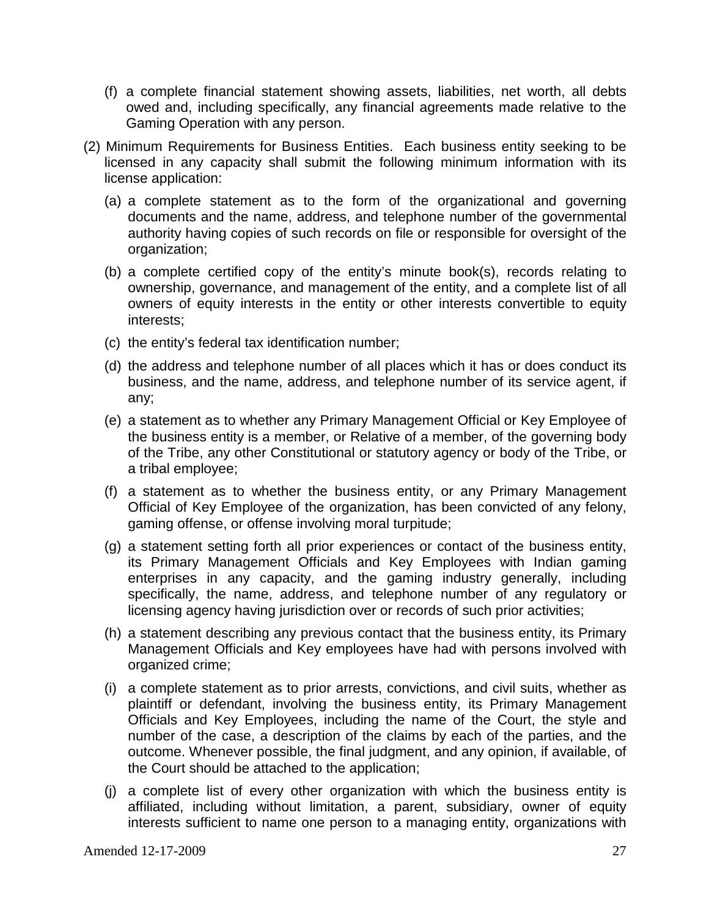(f) a complete financial statement showing assets, liabilities, net worth, all debts owed and, including specifically, any financial agreements made relative to the Gaming Operation with any person.

(2) Minimum Requirements for Business Entities. Each business entity seeking to be licensed in any capacity shall submit the following minimum information with its license application:

(a) a complete statement as to the form of the organizational and governing documents and the name, address, and telephone number of the governmental authority having copies of such records on file or responsible for oversight of the organization;

(b) a complete certified copy of the entity's minute book(s), records relating to ownership, governance, and management of the entity, and a complete list of all owners of equity interests in the entity or other interests convertible to equity interests;

(c) the entity's federal tax identification number;

(d) the address and telephone number of all places which it has or does conduct its business, and the name, address, and telephone number of its service agent, if any;

(e) a statement as to whether any Primary Management Official or Key Employee of the business entity is a member, or Relative of a member, of the governing body of the Tribe, any other Constitutional or statutory agency or body of the Tribe, or a tribal employee;

(f) a statement as to whether the business entity, or any Primary Management Official of Key Employee of the organization, has been convicted of any felony, gaming offense, or offense involving moral turpitude;

(g) a statement setting forth all prior experiences or contact of the business entity, its Primary Management Officials and Key Employees with Indian gaming enterprises in any capacity, and the gaming industry generally, including specifically, the name, address, and telephone number of any regulatory or licensing agency having jurisdiction over or records of such prior activities;

(h) a statement describing any previous contact that the business entity, its Primary Management Officials and Key employees have had with persons involved with organized crime;

(i) a complete statement as to prior arrests, convictions, and civil suits, whether as plaintiff or defendant, involving the business entity, its Primary Management Officials and Key Employees, including the name of the Court, the style and number of the case, a description of the claims by each of the parties, and the outcome. Whenever possible, the final judgment, and any opinion, if available, of the Court should be attached to the application;

(j) a complete list of every other organization with which the business entity is affiliated, including without limitation, a parent, subsidiary, owner of equity interests sufficient to name one person to a managing entity, organizations with

Amended 12-17-2009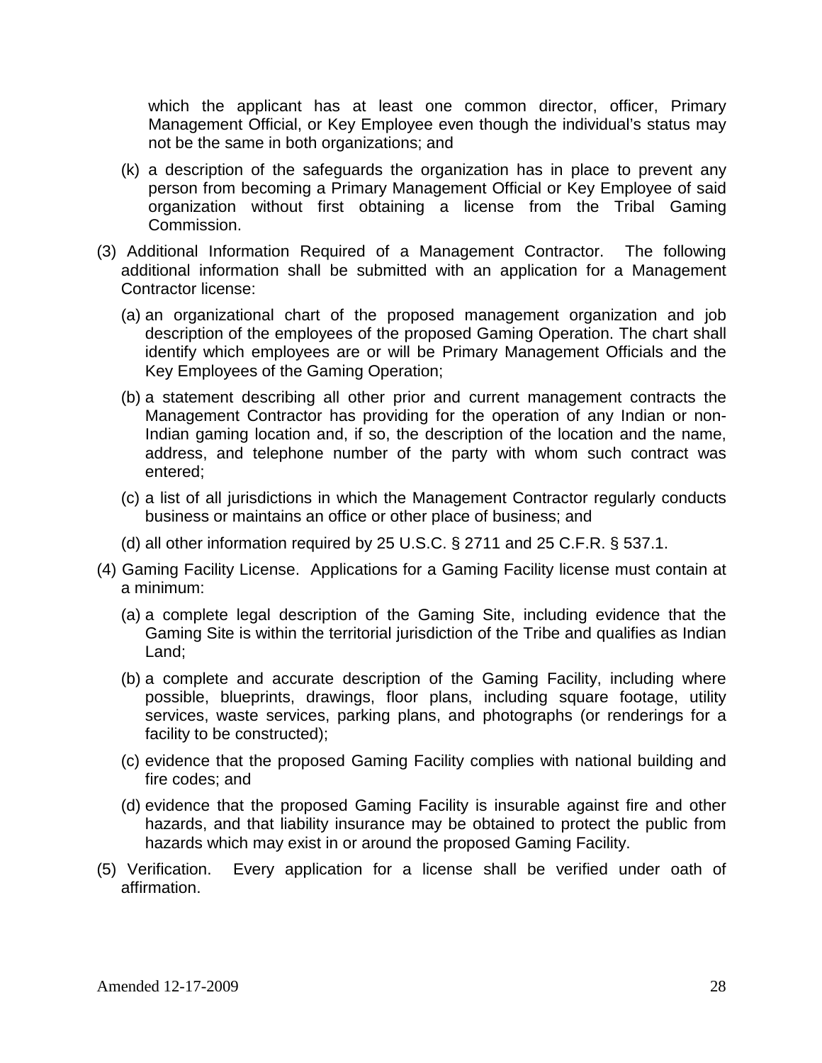which the applicant has at least one common director, officer, Primary Management Official, or Key Employee even though the individual's status may not be the same in both organizations; and

(k) a description of the safeguards the organization has in place to prevent any person from becoming a Primary Management Official or Key Employee of said organization without first obtaining a license from the Tribal Gaming Commission.

(3) Additional Information Required of a Management Contractor. The following additional information shall be submitted with an application for a Management Contractor license:

(a) an organizational chart of the proposed management organization and job description of the employees of the proposed Gaming Operation. The chart shall identify which employees are or will be Primary Management Officials and the Key Employees of the Gaming Operation;

(b) a statement describing all other prior and current management contracts the Management Contractor has providing for the operation of any Indian or non-Indian gaming location and, if so, the description of the location and the name, address, and telephone number of the party with whom such contract was entered;

(c) a list of all jurisdictions in which the Management Contractor regularly conducts business or maintains an office or other place of business; and

(d) all other information required by 25 U.S.C. § 2711 and 25 C.F.R. § 537.1.

(4) Gaming Facility License. Applications for a Gaming Facility license must contain at a minimum:

(a) a complete legal description of the Gaming Site, including evidence that the Gaming Site is within the territorial jurisdiction of the Tribe and qualifies as Indian Land;

(b) a complete and accurate description of the Gaming Facility, including where possible, blueprints, drawings, floor plans, including square footage, utility services, waste services, parking plans, and photographs (or renderings for a facility to be constructed);

(c) evidence that the proposed Gaming Facility complies with national building and fire codes; and

(d) evidence that the proposed Gaming Facility is insurable against fire and other hazards, and that liability insurance may be obtained to protect the public from hazards which may exist in or around the proposed Gaming Facility.

(5) Verification. Every application for a license shall be verified under oath of affirmation.

Amended 12-17-2009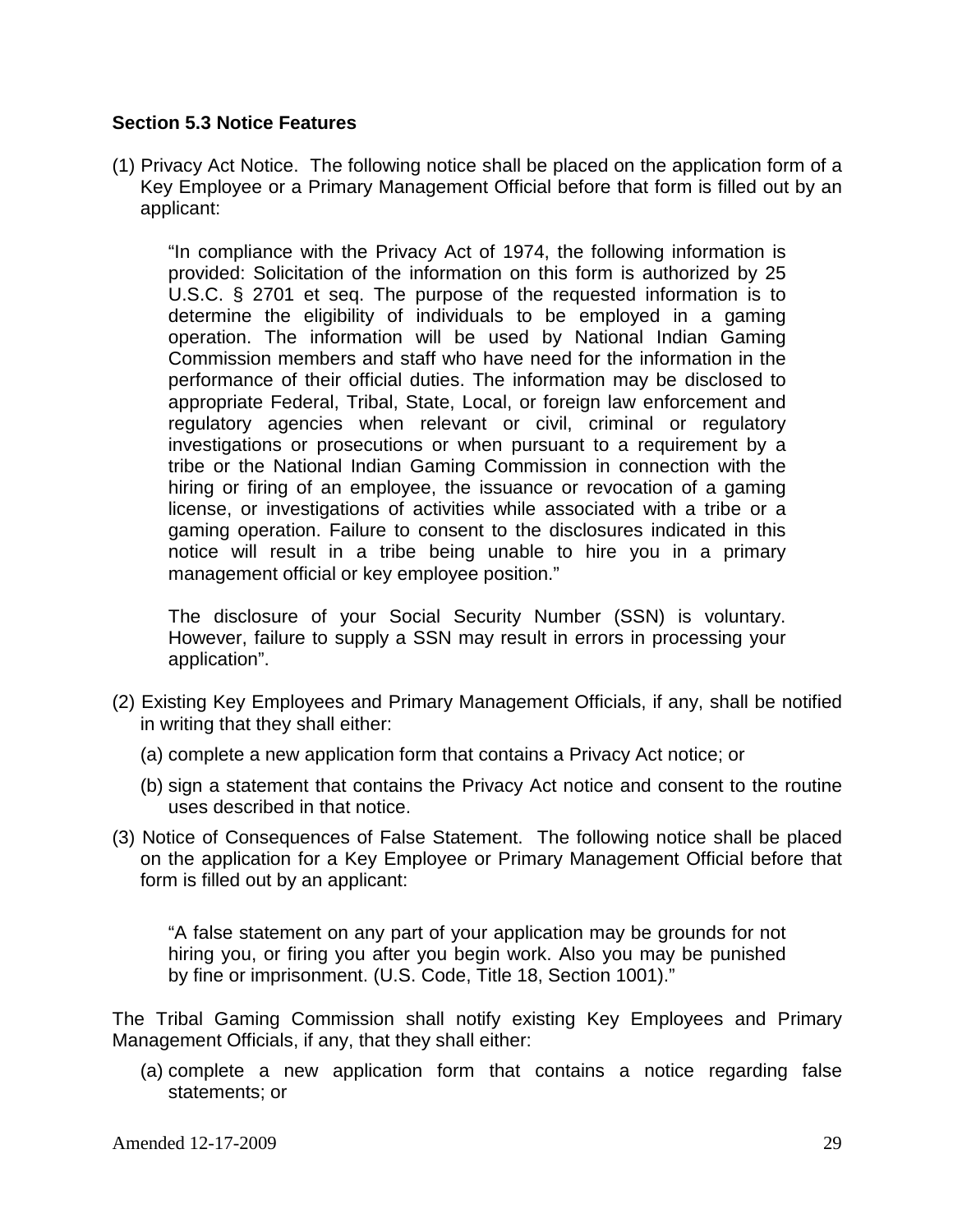**Section 5.3 Notice Features**

(1) Privacy Act Notice. The following notice shall be placed on the application form of a Key Employee or a Primary Management Official before that form is filled out by an applicant:

> "In compliance with the Privacy Act of 1974, the following information is provided: Solicitation of the information on this form is authorized by 25 U.S.C. § 2701 et seq. The purpose of the requested information is to determine the eligibility of individuals to be employed in a gaming operation. The information will be used by National Indian Gaming Commission members and staff who have need for the information in the performance of their official duties. The information may be disclosed to appropriate Federal, Tribal, State, Local, or foreign law enforcement and regulatory agencies when relevant or civil, criminal or regulatory investigations or prosecutions or when pursuant to a requirement by a tribe or the National Indian Gaming Commission in connection with the hiring or firing of an employee, the issuance or revocation of a gaming license, or investigations of activities while associated with a tribe or a gaming operation. Failure to consent to the disclosures indicated in this notice will result in a tribe being unable to hire you in a primary management official or key employee position."
>
> The disclosure of your Social Security Number (SSN) is voluntary. However, failure to supply a SSN may result in errors in processing your application".

(2) Existing Key Employees and Primary Management Officials, if any, shall be notified in writing that they shall either:

(a) complete a new application form that contains a Privacy Act notice; or

(b) sign a statement that contains the Privacy Act notice and consent to the routine uses described in that notice.

(3) Notice of Consequences of False Statement. The following notice shall be placed on the application for a Key Employee or Primary Management Official before that form is filled out by an applicant:

> "A false statement on any part of your application may be grounds for not hiring you, or firing you after you begin work. Also you may be punished by fine or imprisonment. (U.S. Code, Title 18, Section 1001)."

The Tribal Gaming Commission shall notify existing Key Employees and Primary Management Officials, if any, that they shall either:

(a) complete a new application form that contains a notice regarding false statements; or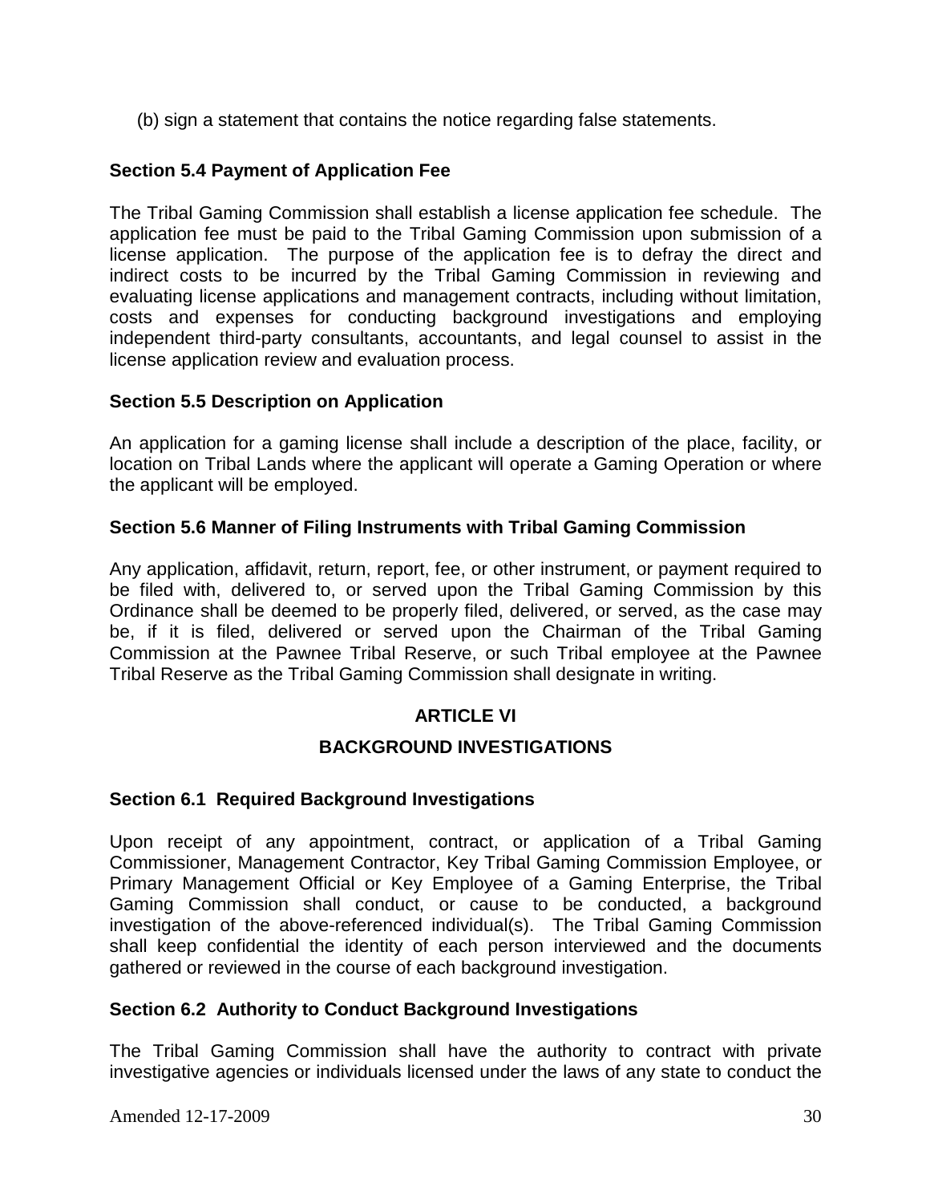(b) sign a statement that contains the notice regarding false statements.

### Section 5.4 Payment of Application Fee

The Tribal Gaming Commission shall establish a license application fee schedule. The application fee must be paid to the Tribal Gaming Commission upon submission of a license application. The purpose of the application fee is to defray the direct and indirect costs to be incurred by the Tribal Gaming Commission in reviewing and evaluating license applications and management contracts, including without limitation, costs and expenses for conducting background investigations and employing independent third-party consultants, accountants, and legal counsel to assist in the license application review and evaluation process.

### Section 5.5 Description on Application

An application for a gaming license shall include a description of the place, facility, or location on Tribal Lands where the applicant will operate a Gaming Operation or where the applicant will be employed.

### Section 5.6 Manner of Filing Instruments with Tribal Gaming Commission

Any application, affidavit, return, report, fee, or other instrument, or payment required to be filed with, delivered to, or served upon the Tribal Gaming Commission by this Ordinance shall be deemed to be properly filed, delivered, or served, as the case may be, if it is filed, delivered or served upon the Chairman of the Tribal Gaming Commission at the Pawnee Tribal Reserve, or such Tribal employee at the Pawnee Tribal Reserve as the Tribal Gaming Commission shall designate in writing.

## ARTICLE VI

## BACKGROUND INVESTIGATIONS

### Section 6.1 Required Background Investigations

Upon receipt of any appointment, contract, or application of a Tribal Gaming Commissioner, Management Contractor, Key Tribal Gaming Commission Employee, or Primary Management Official or Key Employee of a Gaming Enterprise, the Tribal Gaming Commission shall conduct, or cause to be conducted, a background investigation of the above-referenced individual(s). The Tribal Gaming Commission shall keep confidential the identity of each person interviewed and the documents gathered or reviewed in the course of each background investigation.

### Section 6.2 Authority to Conduct Background Investigations

The Tribal Gaming Commission shall have the authority to contract with private investigative agencies or individuals licensed under the laws of any state to conduct the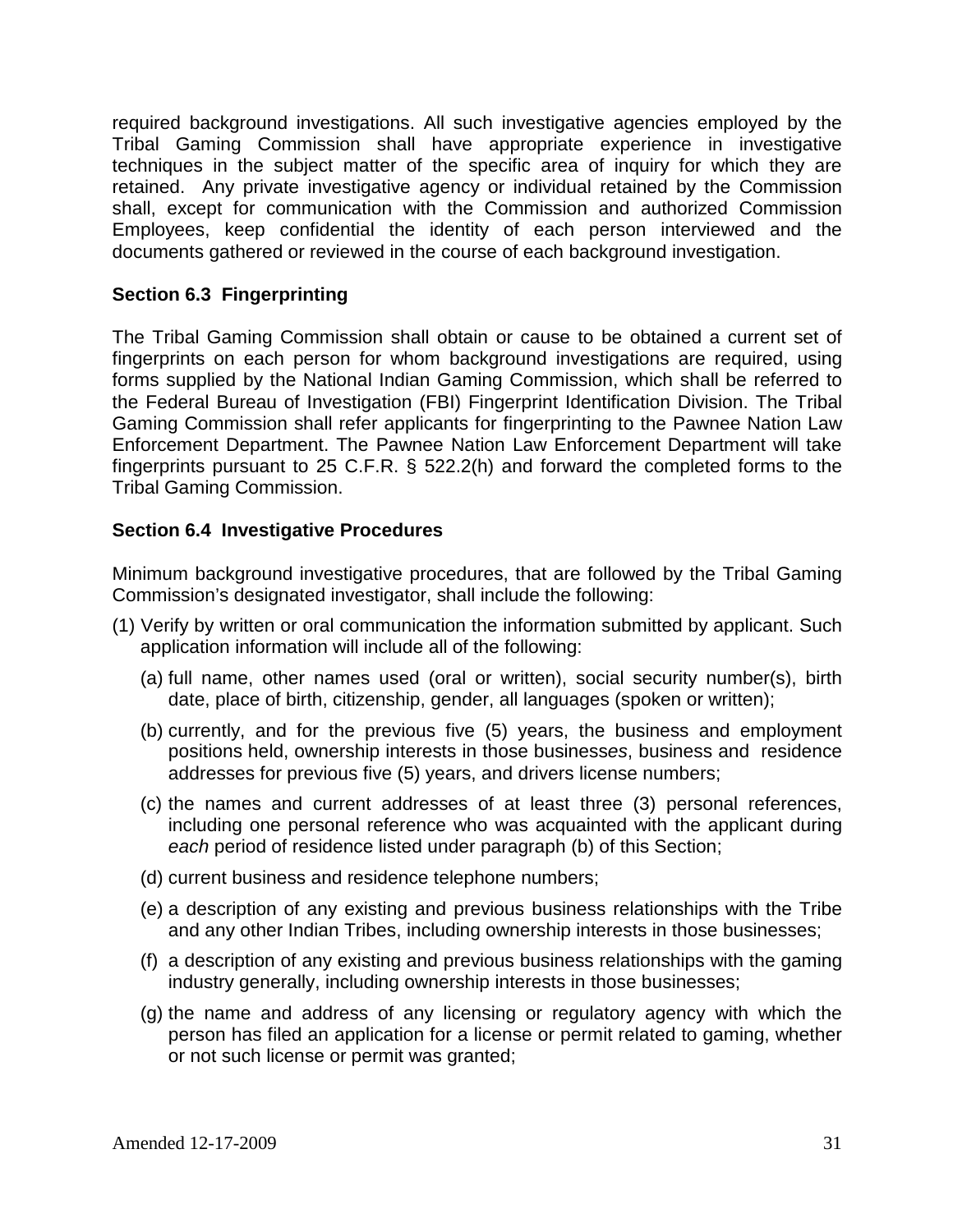required background investigations. All such investigative agencies employed by the Tribal Gaming Commission shall have appropriate experience in investigative techniques in the subject matter of the specific area of inquiry for which they are retained. Any private investigative agency or individual retained by the Commission shall, except for communication with the Commission and authorized Commission Employees, keep confidential the identity of each person interviewed and the documents gathered or reviewed in the course of each background investigation.

### Section 6.3 Fingerprinting

The Tribal Gaming Commission shall obtain or cause to be obtained a current set of fingerprints on each person for whom background investigations are required, using forms supplied by the National Indian Gaming Commission, which shall be referred to the Federal Bureau of Investigation (FBI) Fingerprint Identification Division. The Tribal Gaming Commission shall refer applicants for fingerprinting to the Pawnee Nation Law Enforcement Department. The Pawnee Nation Law Enforcement Department will take fingerprints pursuant to 25 C.F.R. § 522.2(h) and forward the completed forms to the Tribal Gaming Commission.

### Section 6.4 Investigative Procedures

Minimum background investigative procedures, that are followed by the Tribal Gaming Commission's designated investigator, shall include the following:

(1) Verify by written or oral communication the information submitted by applicant. Such application information will include all of the following:

   (a) full name, other names used (oral or written), social security number(s), birth date, place of birth, citizenship, gender, all languages (spoken or written);

   (b) currently, and for the previous five (5) years, the business and employment positions held, ownership interests in those business*es*, business and residence addresses for previous five (5) years, and drivers license numbers;

   (c) the names and current addresses of at least three (3) personal references, including one personal reference who was acquainted with the applicant during *each* period of residence listed under paragraph (b) of this Section;

   (d) current business and residence telephone numbers;

   (e) a description of any existing and previous business relationships with the Tribe and any other Indian Tribes, including ownership interests in those businesses;

   (f) a description of any existing and previous business relationships with the gaming industry generally, including ownership interests in those businesses;

   (g) the name and address of any licensing or regulatory agency with which the person has filed an application for a license or permit related to gaming, whether or not such license or permit was granted;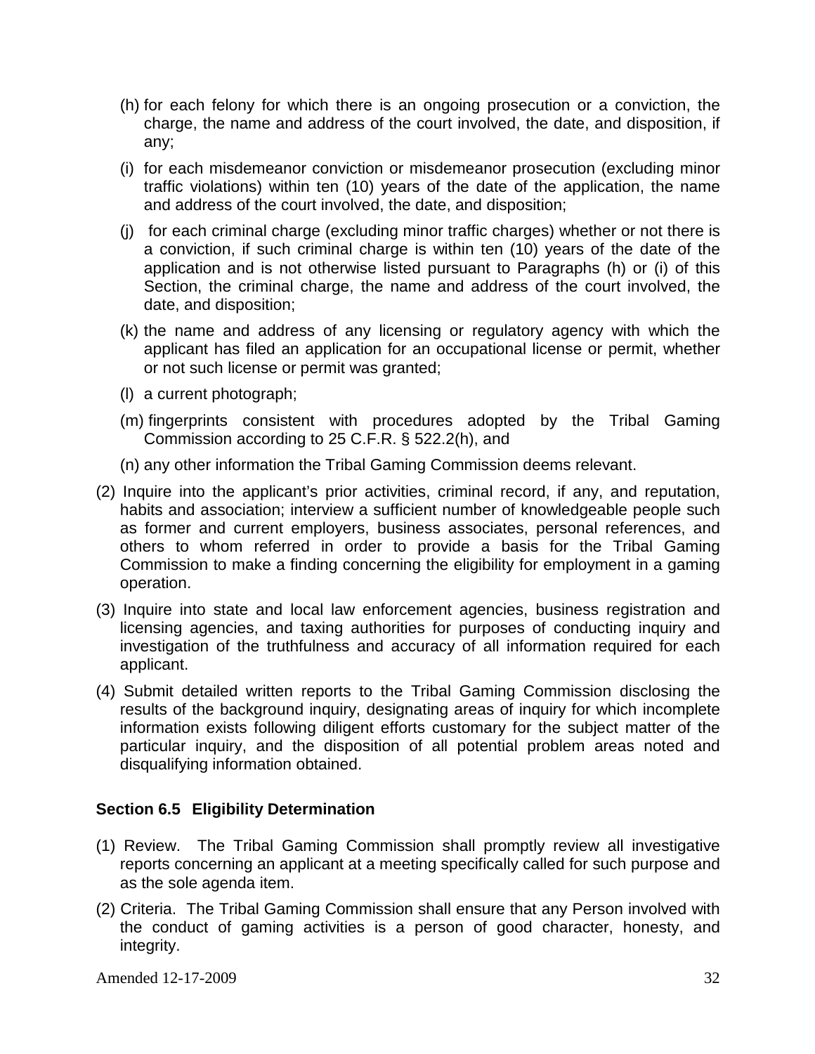(h) for each felony for which there is an ongoing prosecution or a conviction, the charge, the name and address of the court involved, the date, and disposition, if any;

(i) for each misdemeanor conviction or misdemeanor prosecution (excluding minor traffic violations) within ten (10) years of the date of the application, the name and address of the court involved, the date, and disposition;

(j) for each criminal charge (excluding minor traffic charges) whether or not there is a conviction, if such criminal charge is within ten (10) years of the date of the application and is not otherwise listed pursuant to Paragraphs (h) or (i) of this Section, the criminal charge, the name and address of the court involved, the date, and disposition;

(k) the name and address of any licensing or regulatory agency with which the applicant has filed an application for an occupational license or permit, whether or not such license or permit was granted;

(l) a current photograph;

(m) fingerprints consistent with procedures adopted by the Tribal Gaming Commission according to 25 C.F.R. § 522.2(h), and

(n) any other information the Tribal Gaming Commission deems relevant.

(2) Inquire into the applicant's prior activities, criminal record, if any, and reputation, habits and association; interview a sufficient number of knowledgeable people such as former and current employers, business associates, personal references, and others to whom referred in order to provide a basis for the Tribal Gaming Commission to make a finding concerning the eligibility for employment in a gaming operation.

(3) Inquire into state and local law enforcement agencies, business registration and licensing agencies, and taxing authorities for purposes of conducting inquiry and investigation of the truthfulness and accuracy of all information required for each applicant.

(4) Submit detailed written reports to the Tribal Gaming Commission disclosing the results of the background inquiry, designating areas of inquiry for which incomplete information exists following diligent efforts customary for the subject matter of the particular inquiry, and the disposition of all potential problem areas noted and disqualifying information obtained.

**Section 6.5 Eligibility Determination**

(1) Review. The Tribal Gaming Commission shall promptly review all investigative reports concerning an applicant at a meeting specifically called for such purpose and as the sole agenda item.

(2) Criteria. The Tribal Gaming Commission shall ensure that any Person involved with the conduct of gaming activities is a person of good character, honesty, and integrity.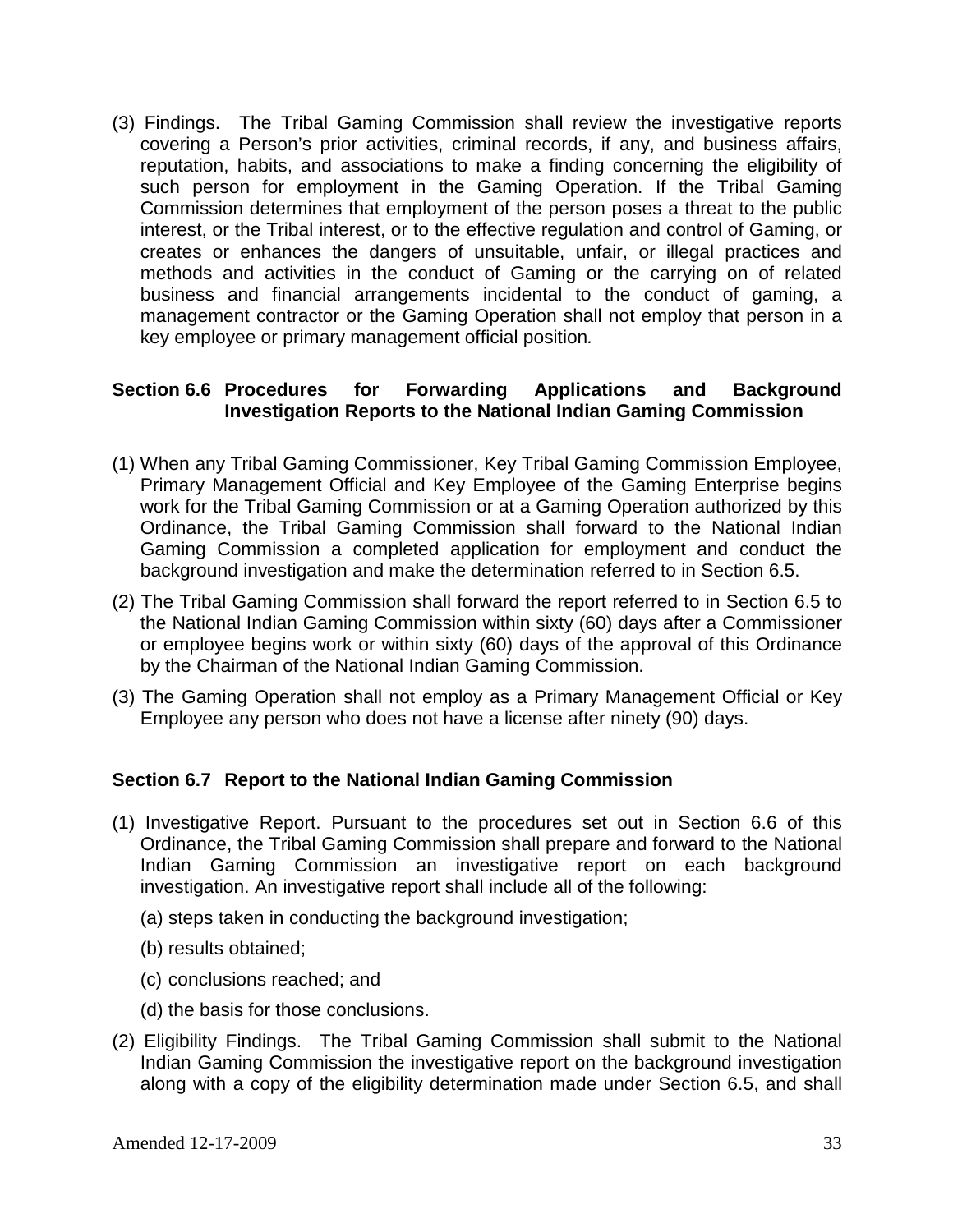(3) Findings. The Tribal Gaming Commission shall review the investigative reports covering a Person's prior activities, criminal records, if any, and business affairs, reputation, habits, and associations to make a finding concerning the eligibility of such person for employment in the Gaming Operation. If the Tribal Gaming Commission determines that employment of the person poses a threat to the public interest, or the Tribal interest, or to the effective regulation and control of Gaming, or creates or enhances the dangers of unsuitable, unfair, or illegal practices and methods and activities in the conduct of Gaming or the carrying on of related business and financial arrangements incidental to the conduct of gaming, a management contractor or the Gaming Operation shall not employ that person in a key employee or primary management official position*.*

### Section 6.6 Procedures for Forwarding Applications and Background Investigation Reports to the National Indian Gaming Commission

(1) When any Tribal Gaming Commissioner, Key Tribal Gaming Commission Employee, Primary Management Official and Key Employee of the Gaming Enterprise begins work for the Tribal Gaming Commission or at a Gaming Operation authorized by this Ordinance, the Tribal Gaming Commission shall forward to the National Indian Gaming Commission a completed application for employment and conduct the background investigation and make the determination referred to in Section 6.5.

(2) The Tribal Gaming Commission shall forward the report referred to in Section 6.5 to the National Indian Gaming Commission within sixty (60) days after a Commissioner or employee begins work or within sixty (60) days of the approval of this Ordinance by the Chairman of the National Indian Gaming Commission.

(3) The Gaming Operation shall not employ as a Primary Management Official or Key Employee any person who does not have a license after ninety (90) days.

### Section 6.7 Report to the National Indian Gaming Commission

(1) Investigative Report. Pursuant to the procedures set out in Section 6.6 of this Ordinance, the Tribal Gaming Commission shall prepare and forward to the National Indian Gaming Commission an investigative report on each background investigation. An investigative report shall include all of the following:

(a) steps taken in conducting the background investigation;

(b) results obtained;

(c) conclusions reached; and

(d) the basis for those conclusions.

(2) Eligibility Findings. The Tribal Gaming Commission shall submit to the National Indian Gaming Commission the investigative report on the background investigation along with a copy of the eligibility determination made under Section 6.5, and shall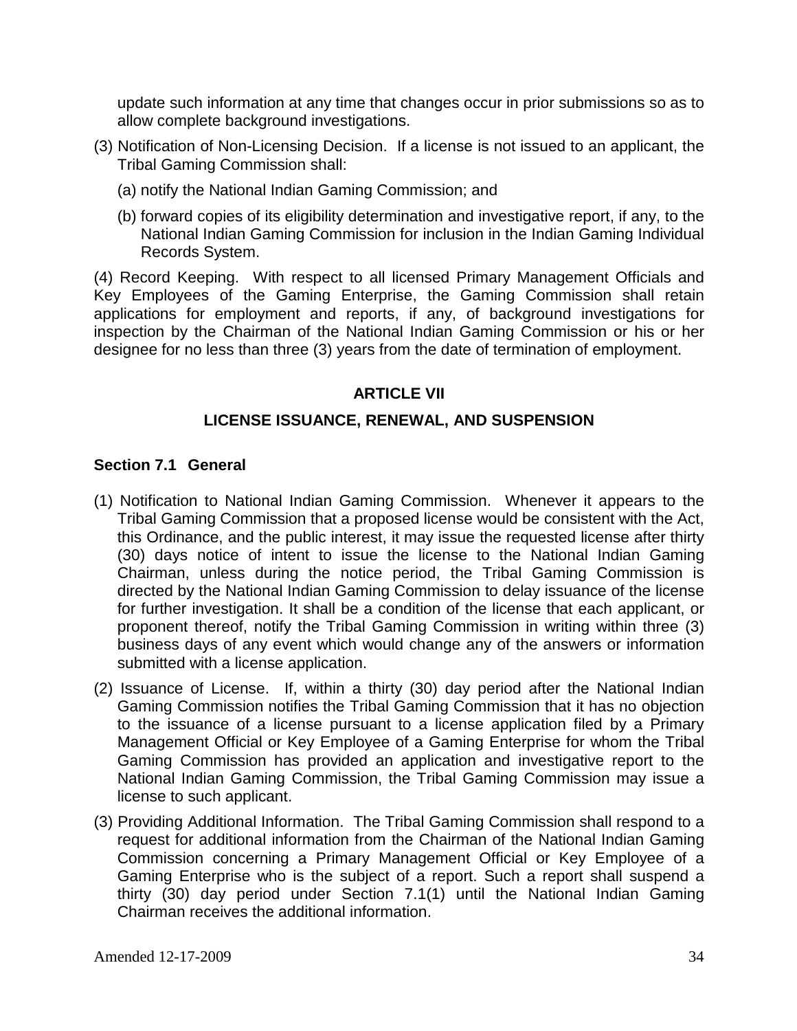update such information at any time that changes occur in prior submissions so as to allow complete background investigations.

(3) Notification of Non-Licensing Decision. If a license is not issued to an applicant, the Tribal Gaming Commission shall:

(a) notify the National Indian Gaming Commission; and

(b) forward copies of its eligibility determination and investigative report, if any, to the National Indian Gaming Commission for inclusion in the Indian Gaming Individual Records System.

(4) Record Keeping. With respect to all licensed Primary Management Officials and Key Employees of the Gaming Enterprise, the Gaming Commission shall retain applications for employment and reports, if any, of background investigations for inspection by the Chairman of the National Indian Gaming Commission or his or her designee for no less than three (3) years from the date of termination of employment.

## ARTICLE VII

## LICENSE ISSUANCE, RENEWAL, AND SUSPENSION

### Section 7.1 General

(1) Notification to National Indian Gaming Commission. Whenever it appears to the Tribal Gaming Commission that a proposed license would be consistent with the Act, this Ordinance, and the public interest, it may issue the requested license after thirty (30) days notice of intent to issue the license to the National Indian Gaming Chairman, unless during the notice period, the Tribal Gaming Commission is directed by the National Indian Gaming Commission to delay issuance of the license for further investigation. It shall be a condition of the license that each applicant, or proponent thereof, notify the Tribal Gaming Commission in writing within three (3) business days of any event which would change any of the answers or information submitted with a license application.

(2) Issuance of License. If, within a thirty (30) day period after the National Indian Gaming Commission notifies the Tribal Gaming Commission that it has no objection to the issuance of a license pursuant to a license application filed by a Primary Management Official or Key Employee of a Gaming Enterprise for whom the Tribal Gaming Commission has provided an application and investigative report to the National Indian Gaming Commission, the Tribal Gaming Commission may issue a license to such applicant.

(3) Providing Additional Information. The Tribal Gaming Commission shall respond to a request for additional information from the Chairman of the National Indian Gaming Commission concerning a Primary Management Official or Key Employee of a Gaming Enterprise who is the subject of a report. Such a report shall suspend a thirty (30) day period under Section 7.1(1) until the National Indian Gaming Chairman receives the additional information.

Amended 12-17-2009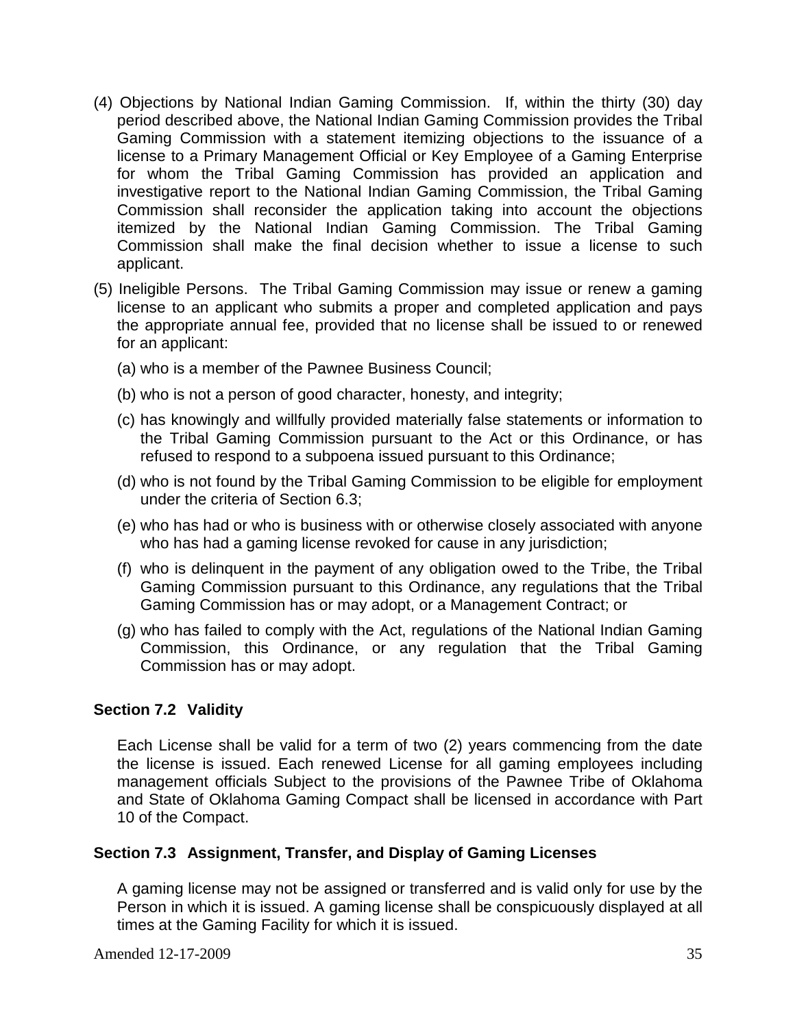(4) Objections by National Indian Gaming Commission. If, within the thirty (30) day period described above, the National Indian Gaming Commission provides the Tribal Gaming Commission with a statement itemizing objections to the issuance of a license to a Primary Management Official or Key Employee of a Gaming Enterprise for whom the Tribal Gaming Commission has provided an application and investigative report to the National Indian Gaming Commission, the Tribal Gaming Commission shall reconsider the application taking into account the objections itemized by the National Indian Gaming Commission. The Tribal Gaming Commission shall make the final decision whether to issue a license to such applicant.

(5) Ineligible Persons. The Tribal Gaming Commission may issue or renew a gaming license to an applicant who submits a proper and completed application and pays the appropriate annual fee, provided that no license shall be issued to or renewed for an applicant:

(a) who is a member of the Pawnee Business Council;

(b) who is not a person of good character, honesty, and integrity;

(c) has knowingly and willfully provided materially false statements or information to the Tribal Gaming Commission pursuant to the Act or this Ordinance, or has refused to respond to a subpoena issued pursuant to this Ordinance;

(d) who is not found by the Tribal Gaming Commission to be eligible for employment under the criteria of Section 6.3;

(e) who has had or who is business with or otherwise closely associated with anyone who has had a gaming license revoked for cause in any jurisdiction;

(f) who is delinquent in the payment of any obligation owed to the Tribe, the Tribal Gaming Commission pursuant to this Ordinance, any regulations that the Tribal Gaming Commission has or may adopt, or a Management Contract; or

(g) who has failed to comply with the Act, regulations of the National Indian Gaming Commission, this Ordinance, or any regulation that the Tribal Gaming Commission has or may adopt.

### Section 7.2 Validity

Each License shall be valid for a term of two (2) years commencing from the date the license is issued. Each renewed License for all gaming employees including management officials Subject to the provisions of the Pawnee Tribe of Oklahoma and State of Oklahoma Gaming Compact shall be licensed in accordance with Part 10 of the Compact.

### Section 7.3 Assignment, Transfer, and Display of Gaming Licenses

A gaming license may not be assigned or transferred and is valid only for use by the Person in which it is issued. A gaming license shall be conspicuously displayed at all times at the Gaming Facility for which it is issued.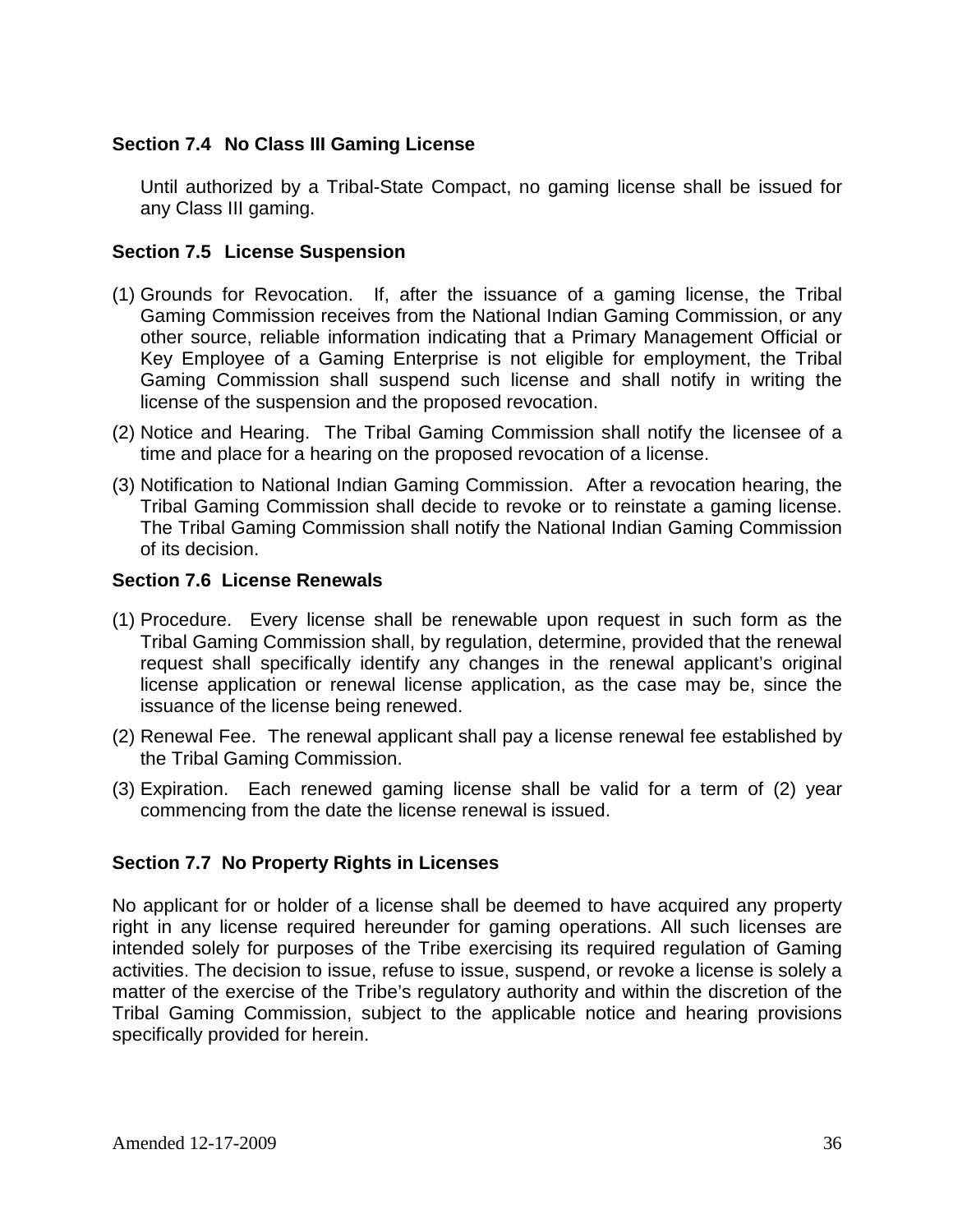### Section 7.4 No Class III Gaming License

Until authorized by a Tribal-State Compact, no gaming license shall be issued for any Class III gaming.

### Section 7.5 License Suspension

(1) Grounds for Revocation. If, after the issuance of a gaming license, the Tribal Gaming Commission receives from the National Indian Gaming Commission, or any other source, reliable information indicating that a Primary Management Official or Key Employee of a Gaming Enterprise is not eligible for employment, the Tribal Gaming Commission shall suspend such license and shall notify in writing the license of the suspension and the proposed revocation.

(2) Notice and Hearing. The Tribal Gaming Commission shall notify the licensee of a time and place for a hearing on the proposed revocation of a license.

(3) Notification to National Indian Gaming Commission. After a revocation hearing, the Tribal Gaming Commission shall decide to revoke or to reinstate a gaming license. The Tribal Gaming Commission shall notify the National Indian Gaming Commission of its decision.

### Section 7.6 License Renewals

(1) Procedure. Every license shall be renewable upon request in such form as the Tribal Gaming Commission shall, by regulation, determine, provided that the renewal request shall specifically identify any changes in the renewal applicant's original license application or renewal license application, as the case may be, since the issuance of the license being renewed.

(2) Renewal Fee. The renewal applicant shall pay a license renewal fee established by the Tribal Gaming Commission.

(3) Expiration. Each renewed gaming license shall be valid for a term of (2) year commencing from the date the license renewal is issued.

### Section 7.7 No Property Rights in Licenses

No applicant for or holder of a license shall be deemed to have acquired any property right in any license required hereunder for gaming operations. All such licenses are intended solely for purposes of the Tribe exercising its required regulation of Gaming activities. The decision to issue, refuse to issue, suspend, or revoke a license is solely a matter of the exercise of the Tribe's regulatory authority and within the discretion of the Tribal Gaming Commission, subject to the applicable notice and hearing provisions specifically provided for herein.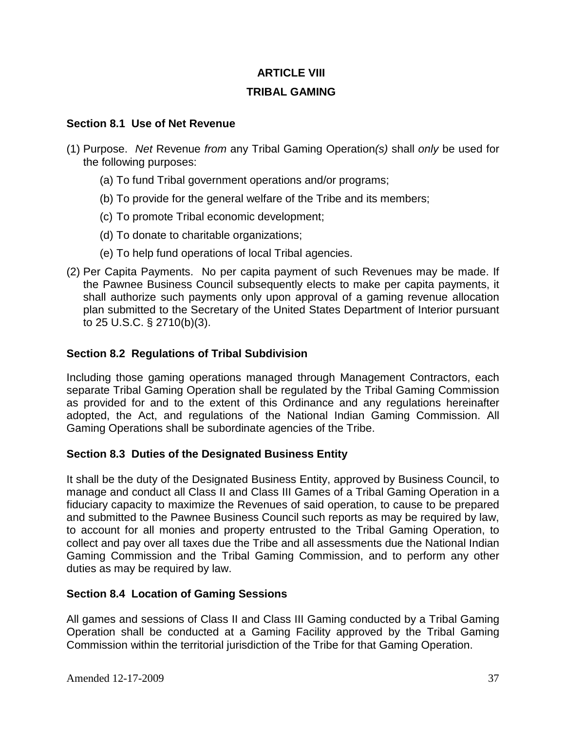## ARTICLE VIII

## TRIBAL GAMING

### Section 8.1 Use of Net Revenue

(1) Purpose. *Net* Revenue *from* any Tribal Gaming Operation*(s)* shall *only* be used for the following purposes:

   (a) To fund Tribal government operations and/or programs;

   (b) To provide for the general welfare of the Tribe and its members;

   (c) To promote Tribal economic development;

   (d) To donate to charitable organizations;

   (e) To help fund operations of local Tribal agencies.

(2) Per Capita Payments. No per capita payment of such Revenues may be made. If the Pawnee Business Council subsequently elects to make per capita payments, it shall authorize such payments only upon approval of a gaming revenue allocation plan submitted to the Secretary of the United States Department of Interior pursuant to 25 U.S.C. § 2710(b)(3).

### Section 8.2 Regulations of Tribal Subdivision

Including those gaming operations managed through Management Contractors, each separate Tribal Gaming Operation shall be regulated by the Tribal Gaming Commission as provided for and to the extent of this Ordinance and any regulations hereinafter adopted, the Act, and regulations of the National Indian Gaming Commission. All Gaming Operations shall be subordinate agencies of the Tribe.

### Section 8.3 Duties of the Designated Business Entity

It shall be the duty of the Designated Business Entity, approved by Business Council, to manage and conduct all Class II and Class III Games of a Tribal Gaming Operation in a fiduciary capacity to maximize the Revenues of said operation, to cause to be prepared and submitted to the Pawnee Business Council such reports as may be required by law, to account for all monies and property entrusted to the Tribal Gaming Operation, to collect and pay over all taxes due the Tribe and all assessments due the National Indian Gaming Commission and the Tribal Gaming Commission, and to perform any other duties as may be required by law.

### Section 8.4 Location of Gaming Sessions

All games and sessions of Class II and Class III Gaming conducted by a Tribal Gaming Operation shall be conducted at a Gaming Facility approved by the Tribal Gaming Commission within the territorial jurisdiction of the Tribe for that Gaming Operation.

Amended 12-17-2009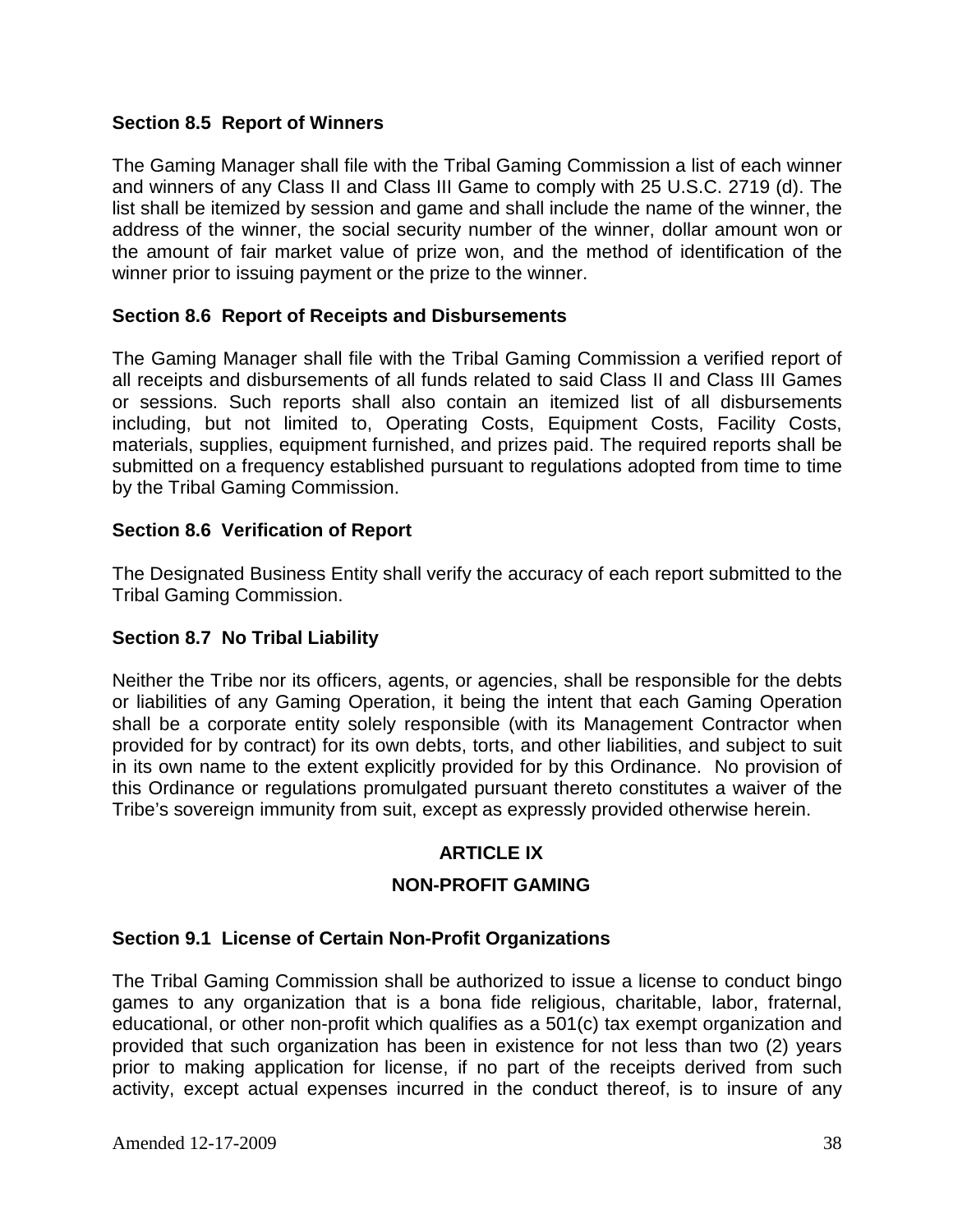**Section 8.5 Report of Winners**

The Gaming Manager shall file with the Tribal Gaming Commission a list of each winner and winners of any Class II and Class III Game to comply with 25 U.S.C. 2719 (d). The list shall be itemized by session and game and shall include the name of the winner, the address of the winner, the social security number of the winner, dollar amount won or the amount of fair market value of prize won, and the method of identification of the winner prior to issuing payment or the prize to the winner.

**Section 8.6 Report of Receipts and Disbursements**

The Gaming Manager shall file with the Tribal Gaming Commission a verified report of all receipts and disbursements of all funds related to said Class II and Class III Games or sessions. Such reports shall also contain an itemized list of all disbursements including, but not limited to, Operating Costs, Equipment Costs, Facility Costs, materials, supplies, equipment furnished, and prizes paid. The required reports shall be submitted on a frequency established pursuant to regulations adopted from time to time by the Tribal Gaming Commission.

**Section 8.6 Verification of Report**

The Designated Business Entity shall verify the accuracy of each report submitted to the Tribal Gaming Commission.

**Section 8.7 No Tribal Liability**

Neither the Tribe nor its officers, agents, or agencies, shall be responsible for the debts or liabilities of any Gaming Operation, it being the intent that each Gaming Operation shall be a corporate entity solely responsible (with its Management Contractor when provided for by contract) for its own debts, torts, and other liabilities, and subject to suit in its own name to the extent explicitly provided for by this Ordinance. No provision of this Ordinance or regulations promulgated pursuant thereto constitutes a waiver of the Tribe's sovereign immunity from suit, except as expressly provided otherwise herein.

## ARTICLE IX

## NON-PROFIT GAMING

**Section 9.1 License of Certain Non-Profit Organizations**

The Tribal Gaming Commission shall be authorized to issue a license to conduct bingo games to any organization that is a bona fide religious, charitable, labor, fraternal, educational, or other non-profit which qualifies as a 501(c) tax exempt organization and provided that such organization has been in existence for not less than two (2) years prior to making application for license, if no part of the receipts derived from such activity, except actual expenses incurred in the conduct thereof, is to insure of any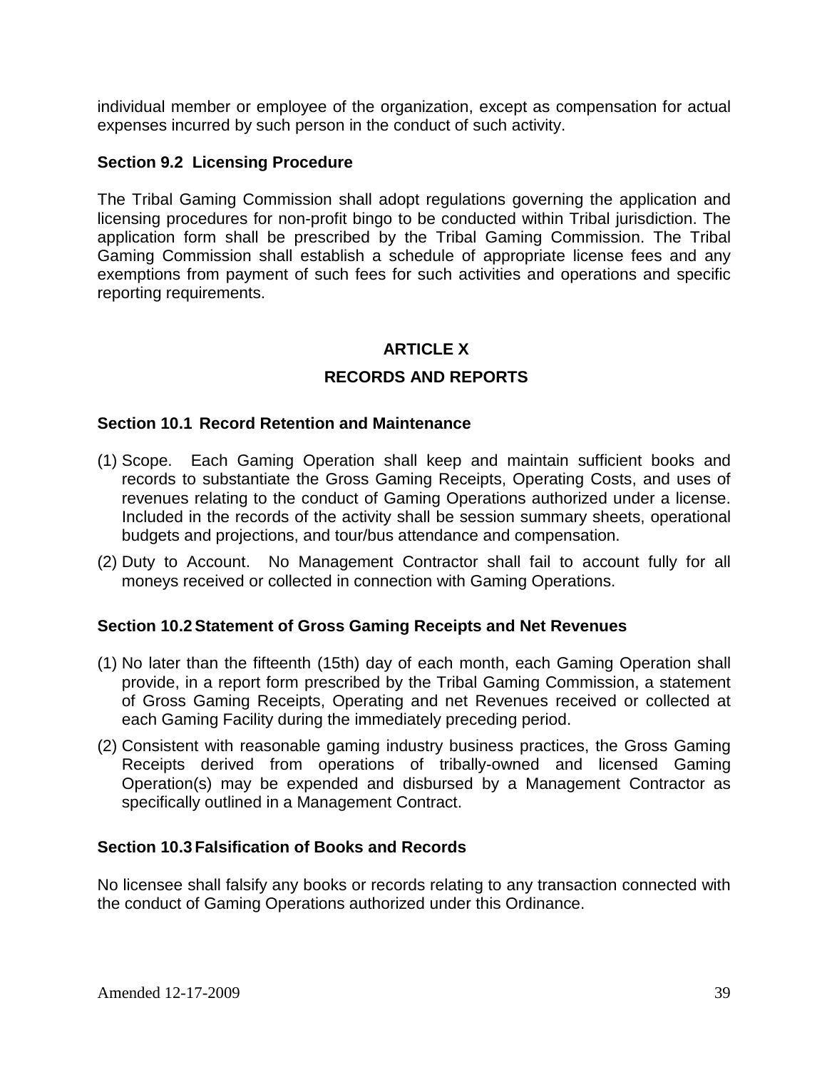individual member or employee of the organization, except as compensation for actual expenses incurred by such person in the conduct of such activity.

**Section 9.2 Licensing Procedure**

The Tribal Gaming Commission shall adopt regulations governing the application and licensing procedures for non-profit bingo to be conducted within Tribal jurisdiction. The application form shall be prescribed by the Tribal Gaming Commission. The Tribal Gaming Commission shall establish a schedule of appropriate license fees and any exemptions from payment of such fees for such activities and operations and specific reporting requirements.

## ARTICLE X

## RECORDS AND REPORTS

**Section 10.1 Record Retention and Maintenance**

(1) Scope. Each Gaming Operation shall keep and maintain sufficient books and records to substantiate the Gross Gaming Receipts, Operating Costs, and uses of revenues relating to the conduct of Gaming Operations authorized under a license. Included in the records of the activity shall be session summary sheets, operational budgets and projections, and tour/bus attendance and compensation.

(2) Duty to Account. No Management Contractor shall fail to account fully for all moneys received or collected in connection with Gaming Operations.

**Section 10.2 Statement of Gross Gaming Receipts and Net Revenues**

(1) No later than the fifteenth (15th) day of each month, each Gaming Operation shall provide, in a report form prescribed by the Tribal Gaming Commission, a statement of Gross Gaming Receipts, Operating and net Revenues received or collected at each Gaming Facility during the immediately preceding period.

(2) Consistent with reasonable gaming industry business practices, the Gross Gaming Receipts derived from operations of tribally-owned and licensed Gaming Operation(s) may be expended and disbursed by a Management Contractor as specifically outlined in a Management Contract.

**Section 10.3 Falsification of Books and Records**

No licensee shall falsify any books or records relating to any transaction connected with the conduct of Gaming Operations authorized under this Ordinance.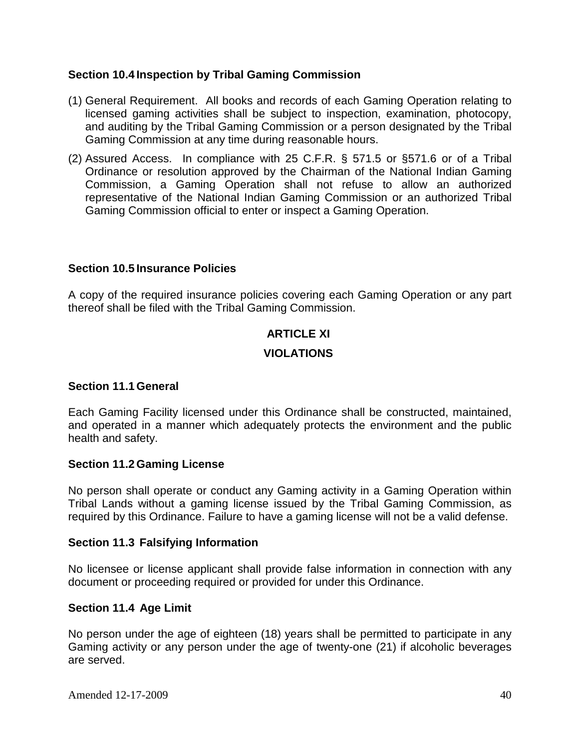### Section 10.4 Inspection by Tribal Gaming Commission

(1) General Requirement. All books and records of each Gaming Operation relating to licensed gaming activities shall be subject to inspection, examination, photocopy, and auditing by the Tribal Gaming Commission or a person designated by the Tribal Gaming Commission at any time during reasonable hours.

(2) Assured Access. In compliance with 25 C.F.R. § 571.5 or §571.6 or of a Tribal Ordinance or resolution approved by the Chairman of the National Indian Gaming Commission, a Gaming Operation shall not refuse to allow an authorized representative of the National Indian Gaming Commission or an authorized Tribal Gaming Commission official to enter or inspect a Gaming Operation.

### Section 10.5 Insurance Policies

A copy of the required insurance policies covering each Gaming Operation or any part thereof shall be filed with the Tribal Gaming Commission.

## ARTICLE XI

## VIOLATIONS

### Section 11.1 General

Each Gaming Facility licensed under this Ordinance shall be constructed, maintained, and operated in a manner which adequately protects the environment and the public health and safety.

### Section 11.2 Gaming License

No person shall operate or conduct any Gaming activity in a Gaming Operation within Tribal Lands without a gaming license issued by the Tribal Gaming Commission, as required by this Ordinance. Failure to have a gaming license will not be a valid defense.

### Section 11.3 Falsifying Information

No licensee or license applicant shall provide false information in connection with any document or proceeding required or provided for under this Ordinance.

### Section 11.4 Age Limit

No person under the age of eighteen (18) years shall be permitted to participate in any Gaming activity or any person under the age of twenty-one (21) if alcoholic beverages are served.

Amended 12-17-2009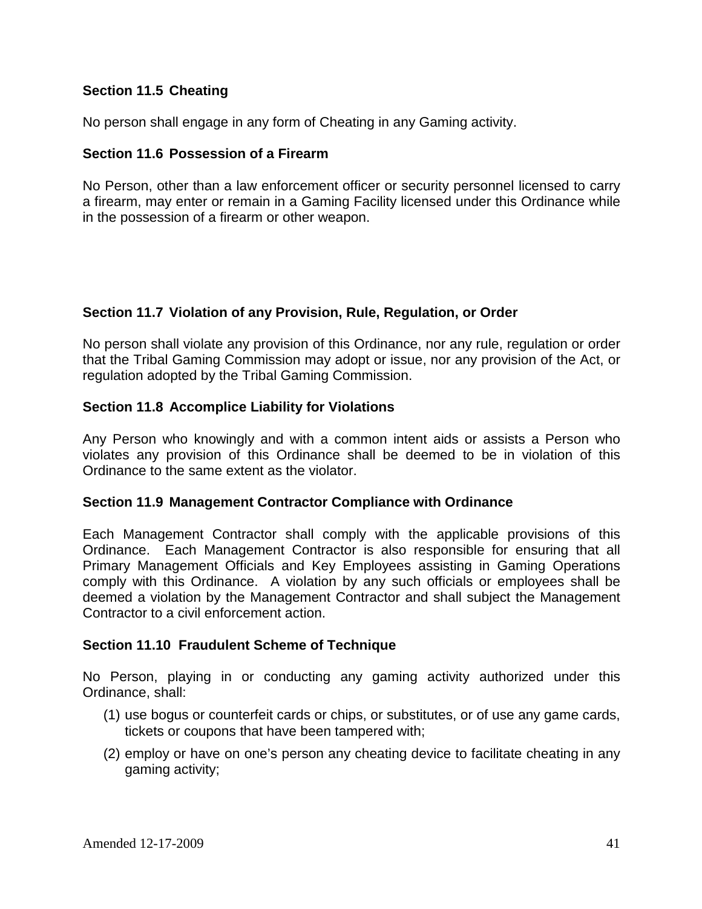### Section 11.5 Cheating

No person shall engage in any form of Cheating in any Gaming activity.

### Section 11.6 Possession of a Firearm

No Person, other than a law enforcement officer or security personnel licensed to carry a firearm, may enter or remain in a Gaming Facility licensed under this Ordinance while in the possession of a firearm or other weapon.

### Section 11.7 Violation of any Provision, Rule, Regulation, or Order

No person shall violate any provision of this Ordinance, nor any rule, regulation or order that the Tribal Gaming Commission may adopt or issue, nor any provision of the Act, or regulation adopted by the Tribal Gaming Commission.

### Section 11.8 Accomplice Liability for Violations

Any Person who knowingly and with a common intent aids or assists a Person who violates any provision of this Ordinance shall be deemed to be in violation of this Ordinance to the same extent as the violator.

### Section 11.9 Management Contractor Compliance with Ordinance

Each Management Contractor shall comply with the applicable provisions of this Ordinance. Each Management Contractor is also responsible for ensuring that all Primary Management Officials and Key Employees assisting in Gaming Operations comply with this Ordinance. A violation by any such officials or employees shall be deemed a violation by the Management Contractor and shall subject the Management Contractor to a civil enforcement action.

### Section 11.10 Fraudulent Scheme of Technique

No Person, playing in or conducting any gaming activity authorized under this Ordinance, shall:

(1) use bogus or counterfeit cards or chips, or substitutes, or of use any game cards, tickets or coupons that have been tampered with;

(2) employ or have on one's person any cheating device to facilitate cheating in any gaming activity;

Amended 12-17-2009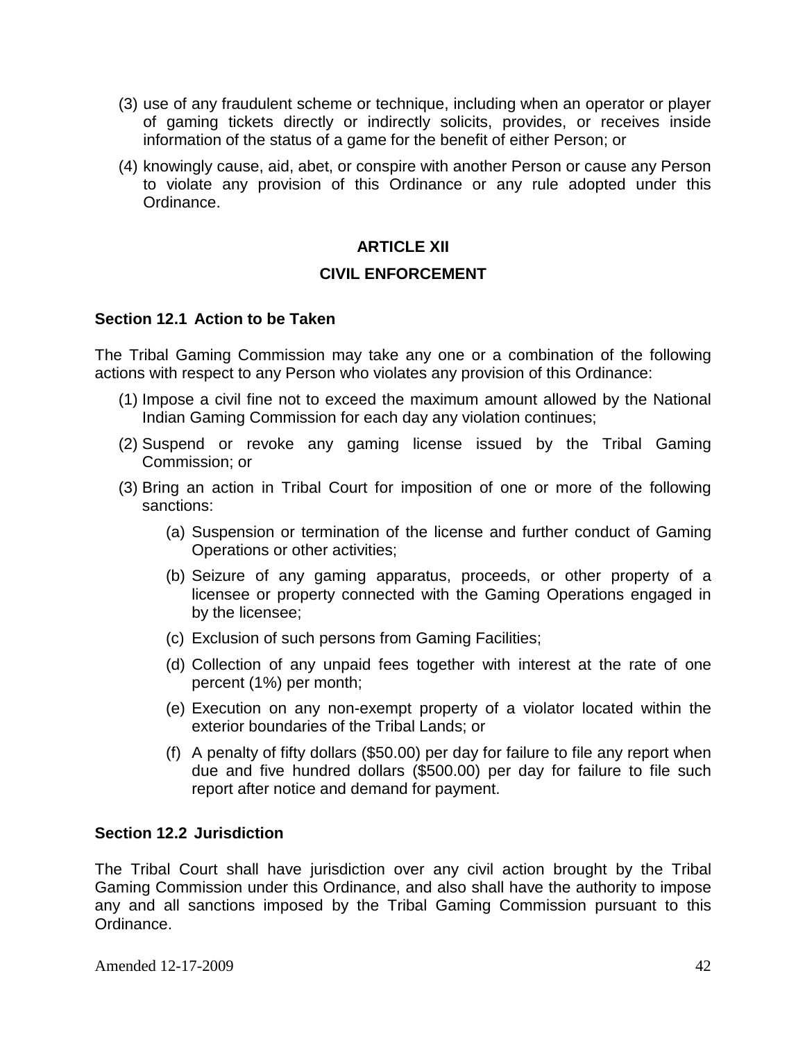(3) use of any fraudulent scheme or technique, including when an operator or player of gaming tickets directly or indirectly solicits, provides, or receives inside information of the status of a game for the benefit of either Person; or

(4) knowingly cause, aid, abet, or conspire with another Person or cause any Person to violate any provision of this Ordinance or any rule adopted under this Ordinance.

## ARTICLE XII

## CIVIL ENFORCEMENT

### Section 12.1 Action to be Taken

The Tribal Gaming Commission may take any one or a combination of the following actions with respect to any Person who violates any provision of this Ordinance:

(1) Impose a civil fine not to exceed the maximum amount allowed by the National Indian Gaming Commission for each day any violation continues;

(2) Suspend or revoke any gaming license issued by the Tribal Gaming Commission; or

(3) Bring an action in Tribal Court for imposition of one or more of the following sanctions:

  (a) Suspension or termination of the license and further conduct of Gaming Operations or other activities;

  (b) Seizure of any gaming apparatus, proceeds, or other property of a licensee or property connected with the Gaming Operations engaged in by the licensee;

  (c) Exclusion of such persons from Gaming Facilities;

  (d) Collection of any unpaid fees together with interest at the rate of one percent (1%) per month;

  (e) Execution on any non-exempt property of a violator located within the exterior boundaries of the Tribal Lands; or

  (f) A penalty of fifty dollars ($50.00) per day for failure to file any report when due and five hundred dollars ($500.00) per day for failure to file such report after notice and demand for payment.

### Section 12.2 Jurisdiction

The Tribal Court shall have jurisdiction over any civil action brought by the Tribal Gaming Commission under this Ordinance, and also shall have the authority to impose any and all sanctions imposed by the Tribal Gaming Commission pursuant to this Ordinance.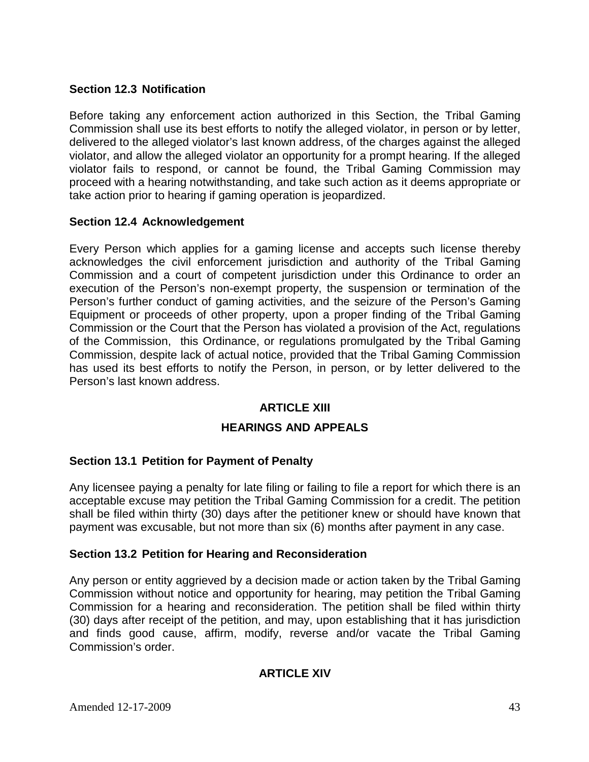### Section 12.3 Notification

Before taking any enforcement action authorized in this Section, the Tribal Gaming Commission shall use its best efforts to notify the alleged violator, in person or by letter, delivered to the alleged violator's last known address, of the charges against the alleged violator, and allow the alleged violator an opportunity for a prompt hearing. If the alleged violator fails to respond, or cannot be found, the Tribal Gaming Commission may proceed with a hearing notwithstanding, and take such action as it deems appropriate or take action prior to hearing if gaming operation is jeopardized.

### Section 12.4 Acknowledgement

Every Person which applies for a gaming license and accepts such license thereby acknowledges the civil enforcement jurisdiction and authority of the Tribal Gaming Commission and a court of competent jurisdiction under this Ordinance to order an execution of the Person's non-exempt property, the suspension or termination of the Person's further conduct of gaming activities, and the seizure of the Person's Gaming Equipment or proceeds of other property, upon a proper finding of the Tribal Gaming Commission or the Court that the Person has violated a provision of the Act, regulations of the Commission, this Ordinance, or regulations promulgated by the Tribal Gaming Commission, despite lack of actual notice, provided that the Tribal Gaming Commission has used its best efforts to notify the Person, in person, or by letter delivered to the Person's last known address.

## ARTICLE XIII

## HEARINGS AND APPEALS

### Section 13.1 Petition for Payment of Penalty

Any licensee paying a penalty for late filing or failing to file a report for which there is an acceptable excuse may petition the Tribal Gaming Commission for a credit. The petition shall be filed within thirty (30) days after the petitioner knew or should have known that payment was excusable, but not more than six (6) months after payment in any case.

### Section 13.2 Petition for Hearing and Reconsideration

Any person or entity aggrieved by a decision made or action taken by the Tribal Gaming Commission without notice and opportunity for hearing, may petition the Tribal Gaming Commission for a hearing and reconsideration. The petition shall be filed within thirty (30) days after receipt of the petition, and may, upon establishing that it has jurisdiction and finds good cause, affirm, modify, reverse and/or vacate the Tribal Gaming Commission's order.

## ARTICLE XIV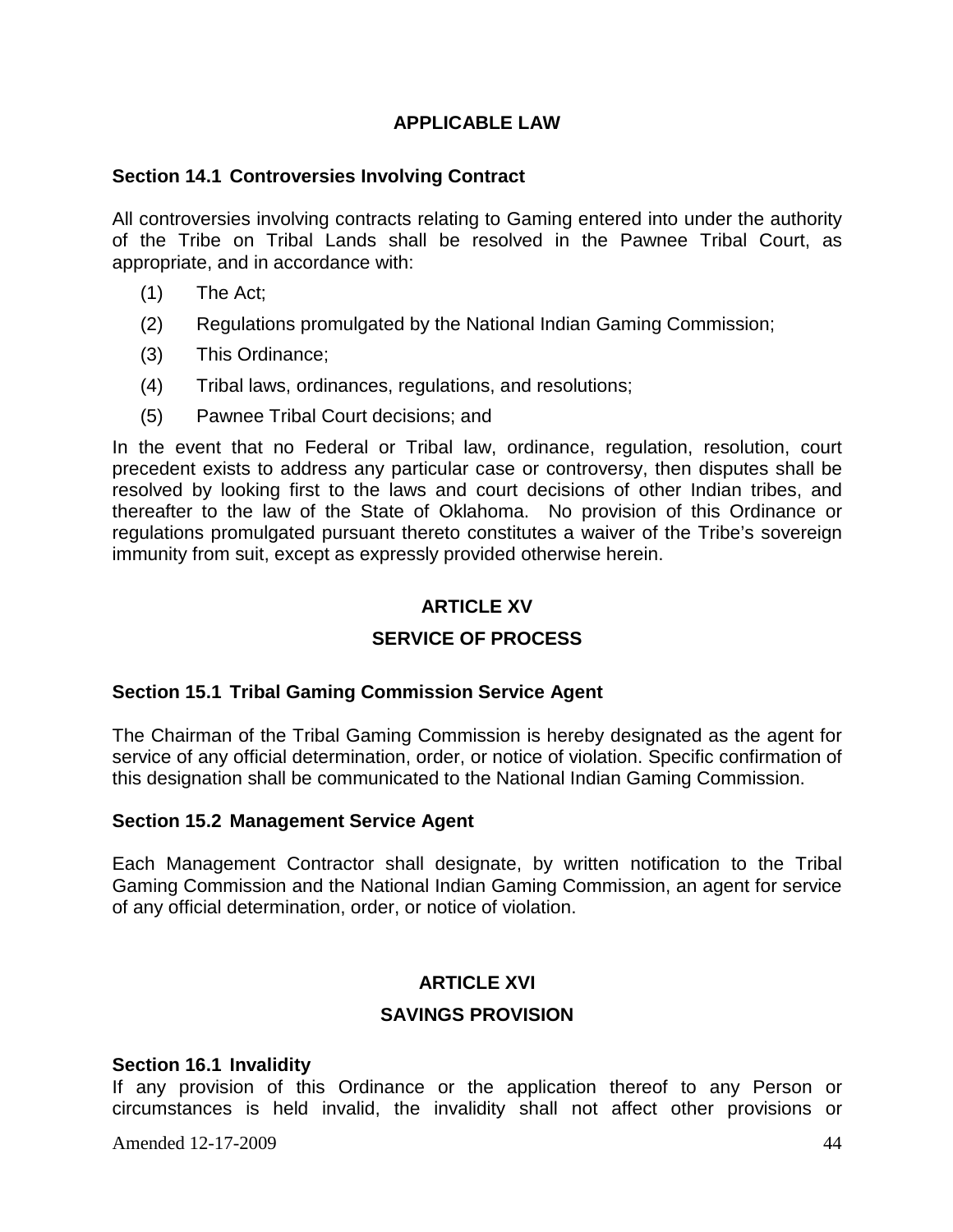## APPLICABLE LAW

### Section 14.1 Controversies Involving Contract

All controversies involving contracts relating to Gaming entered into under the authority of the Tribe on Tribal Lands shall be resolved in the Pawnee Tribal Court, as appropriate, and in accordance with:

(1) The Act;

(2) Regulations promulgated by the National Indian Gaming Commission;

(3) This Ordinance;

(4) Tribal laws, ordinances, regulations, and resolutions;

(5) Pawnee Tribal Court decisions; and

In the event that no Federal or Tribal law, ordinance, regulation, resolution, court precedent exists to address any particular case or controversy, then disputes shall be resolved by looking first to the laws and court decisions of other Indian tribes, and thereafter to the law of the State of Oklahoma. No provision of this Ordinance or regulations promulgated pursuant thereto constitutes a waiver of the Tribe's sovereign immunity from suit, except as expressly provided otherwise herein.

## ARTICLE XV

## SERVICE OF PROCESS

### Section 15.1 Tribal Gaming Commission Service Agent

The Chairman of the Tribal Gaming Commission is hereby designated as the agent for service of any official determination, order, or notice of violation. Specific confirmation of this designation shall be communicated to the National Indian Gaming Commission.

### Section 15.2 Management Service Agent

Each Management Contractor shall designate, by written notification to the Tribal Gaming Commission and the National Indian Gaming Commission, an agent for service of any official determination, order, or notice of violation.

## ARTICLE XVI

## SAVINGS PROVISION

### Section 16.1 Invalidity

If any provision of this Ordinance or the application thereof to any Person or circumstances is held invalid, the invalidity shall not affect other provisions or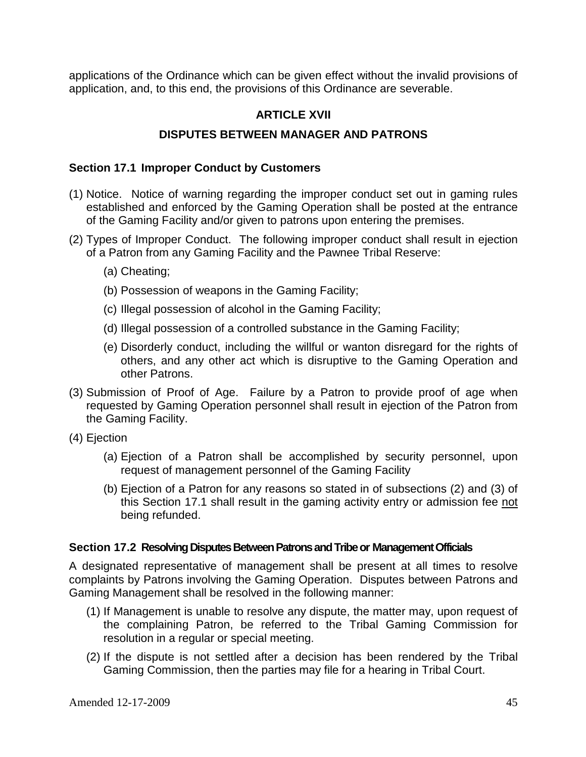applications of the Ordinance which can be given effect without the invalid provisions of application, and, to this end, the provisions of this Ordinance are severable.

## ARTICLE XVII

## DISPUTES BETWEEN MANAGER AND PATRONS

### Section 17.1 Improper Conduct by Customers

(1) Notice. Notice of warning regarding the improper conduct set out in gaming rules established and enforced by the Gaming Operation shall be posted at the entrance of the Gaming Facility and/or given to patrons upon entering the premises.

(2) Types of Improper Conduct. The following improper conduct shall result in ejection of a Patron from any Gaming Facility and the Pawnee Tribal Reserve:

  (a) Cheating;

  (b) Possession of weapons in the Gaming Facility;

  (c) Illegal possession of alcohol in the Gaming Facility;

  (d) Illegal possession of a controlled substance in the Gaming Facility;

  (e) Disorderly conduct, including the willful or wanton disregard for the rights of others, and any other act which is disruptive to the Gaming Operation and other Patrons.

(3) Submission of Proof of Age. Failure by a Patron to provide proof of age when requested by Gaming Operation personnel shall result in ejection of the Patron from the Gaming Facility.

(4) Ejection

  (a) Ejection of a Patron shall be accomplished by security personnel, upon request of management personnel of the Gaming Facility

  (b) Ejection of a Patron for any reasons so stated in of subsections (2) and (3) of this Section 17.1 shall result in the gaming activity entry or admission fee <u>not</u> being refunded.

### Section 17.2 Resolving Disputes Between Patrons and Tribe or Management Officials

A designated representative of management shall be present at all times to resolve complaints by Patrons involving the Gaming Operation. Disputes between Patrons and Gaming Management shall be resolved in the following manner:

  (1) If Management is unable to resolve any dispute, the matter may, upon request of the complaining Patron, be referred to the Tribal Gaming Commission for resolution in a regular or special meeting.

  (2) If the dispute is not settled after a decision has been rendered by the Tribal Gaming Commission, then the parties may file for a hearing in Tribal Court.

Amended 12-17-2009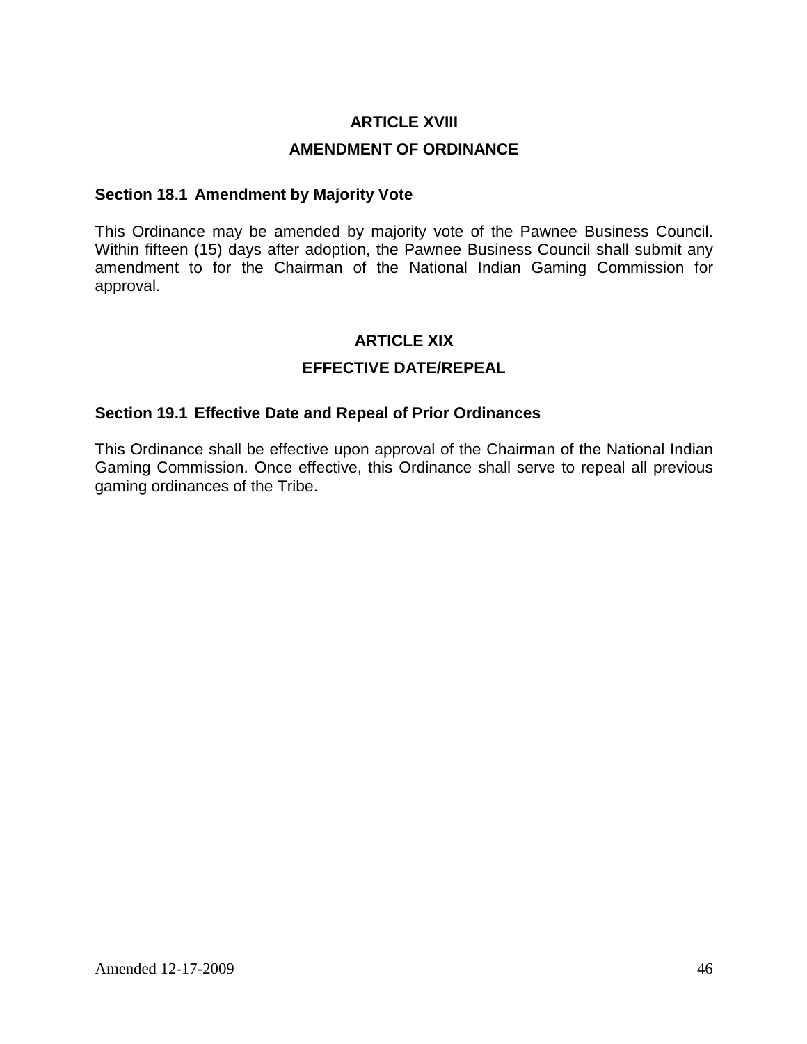## ARTICLE XVIII

## AMENDMENT OF ORDINANCE

### Section 18.1 Amendment by Majority Vote

This Ordinance may be amended by majority vote of the Pawnee Business Council. Within fifteen (15) days after adoption, the Pawnee Business Council shall submit any amendment to for the Chairman of the National Indian Gaming Commission for approval.

## ARTICLE XIX

## EFFECTIVE DATE/REPEAL

### Section 19.1 Effective Date and Repeal of Prior Ordinances

This Ordinance shall be effective upon approval of the Chairman of the National Indian Gaming Commission. Once effective, this Ordinance shall serve to repeal all previous gaming ordinances of the Tribe.